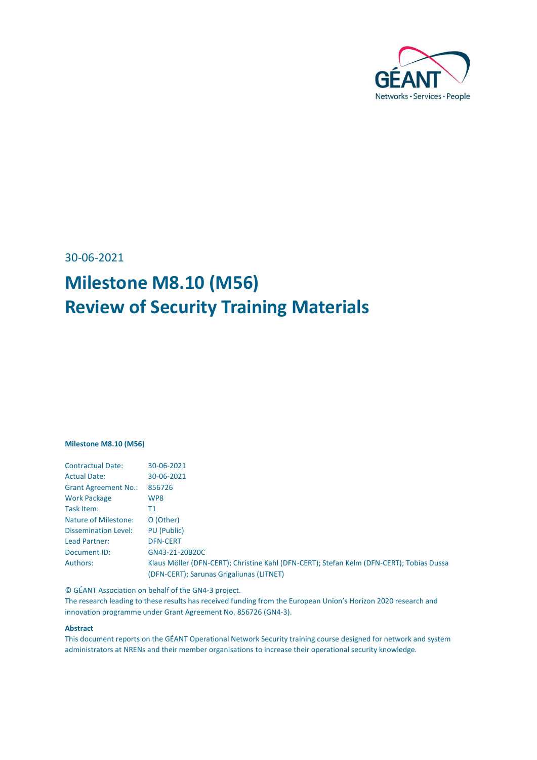30-06-2021

# Milestone M8.10 (M56)
# Review of Security Training Materials

**Milestone M8.10 (M56)**

| | |
|---|---|
| Contractual Date: | 30-06-2021 |
| Actual Date: | 30-06-2021 |
| Grant Agreement No.: | 856726 |
| Work Package | WP8 |
| Task Item: | T1 |
| Nature of Milestone: | O (Other) |
| Dissemination Level: | PU (Public) |
| Lead Partner: | DFN-CERT |
| Document ID: | GN43-21-20B20C |
| Authors: | Klaus Möller (DFN-CERT); Christine Kahl (DFN-CERT); Stefan Kelm (DFN-CERT); Tobias Dussa (DFN-CERT); Sarunas Grigaliunas (LITNET) |

© GÉANT Association on behalf of the GN4-3 project.
The research leading to these results has received funding from the European Union's Horizon 2020 research and innovation programme under Grant Agreement No. 856726 (GN4-3).

**Abstract**

This document reports on the GÉANT Operational Network Security training course designed for network and system administrators at NRENs and their member organisations to increase their operational security knowledge.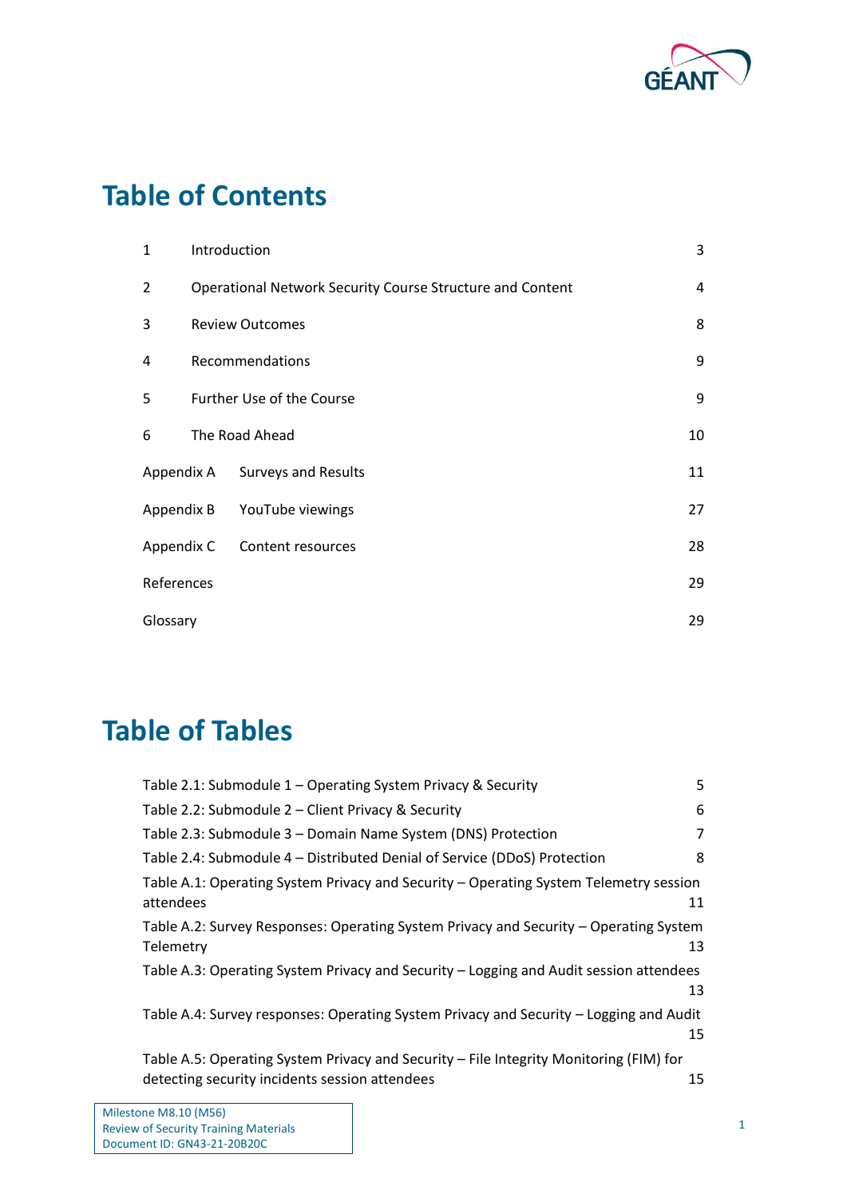# Table of Contents

| | | |
|---|---|---|
| 1 | Introduction | 3 |
| 2 | Operational Network Security Course Structure and Content | 4 |
| 3 | Review Outcomes | 8 |
| 4 | Recommendations | 9 |
| 5 | Further Use of the Course | 9 |
| 6 | The Road Ahead | 10 |
| Appendix A | Surveys and Results | 11 |
| Appendix B | YouTube viewings | 27 |
| Appendix C | Content resources | 28 |
| References | | 29 |
| Glossary | | 29 |

# Table of Tables

| | |
|---|---|
| Table 2.1: Submodule 1 – Operating System Privacy & Security | 5 |
| Table 2.2: Submodule 2 – Client Privacy & Security | 6 |
| Table 2.3: Submodule 3 – Domain Name System (DNS) Protection | 7 |
| Table 2.4: Submodule 4 – Distributed Denial of Service (DDoS) Protection | 8 |
| Table A.1: Operating System Privacy and Security – Operating System Telemetry session attendees | 11 |
| Table A.2: Survey Responses: Operating System Privacy and Security – Operating System Telemetry | 13 |
| Table A.3: Operating System Privacy and Security – Logging and Audit session attendees | 13 |
| Table A.4: Survey responses: Operating System Privacy and Security – Logging and Audit | 15 |
| Table A.5: Operating System Privacy and Security – File Integrity Monitoring (FIM) for detecting security incidents session attendees | 15 |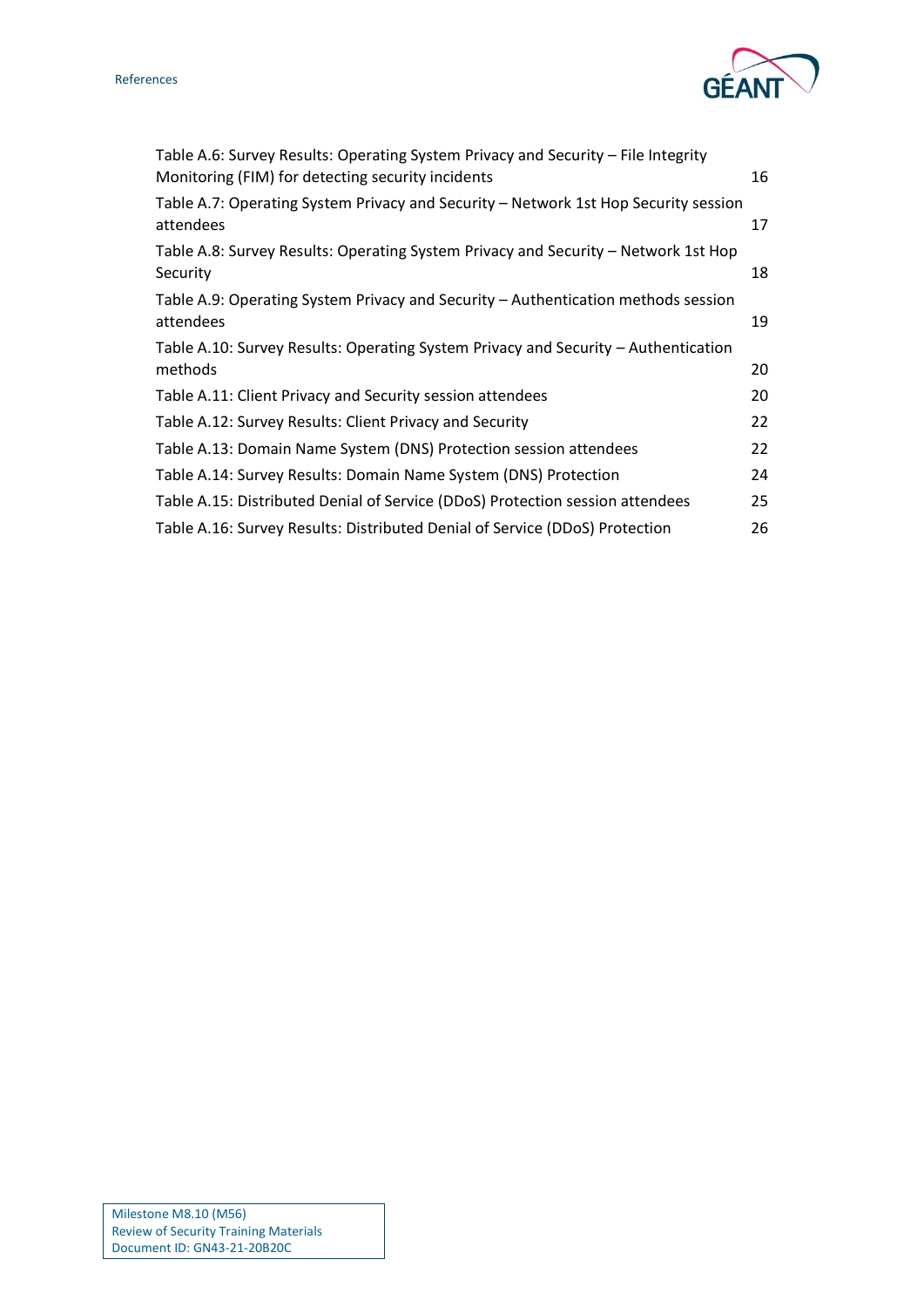Table A.6: Survey Results: Operating System Privacy and Security – File Integrity Monitoring (FIM) for detecting security incidents 16

Table A.7: Operating System Privacy and Security – Network 1st Hop Security session attendees 17

Table A.8: Survey Results: Operating System Privacy and Security – Network 1st Hop Security 18

Table A.9: Operating System Privacy and Security – Authentication methods session attendees 19

Table A.10: Survey Results: Operating System Privacy and Security – Authentication methods 20

Table A.11: Client Privacy and Security session attendees 20

Table A.12: Survey Results: Client Privacy and Security 22

Table A.13: Domain Name System (DNS) Protection session attendees 22

Table A.14: Survey Results: Domain Name System (DNS) Protection 24

Table A.15: Distributed Denial of Service (DDoS) Protection session attendees 25

Table A.16: Survey Results: Distributed Denial of Service (DDoS) Protection 26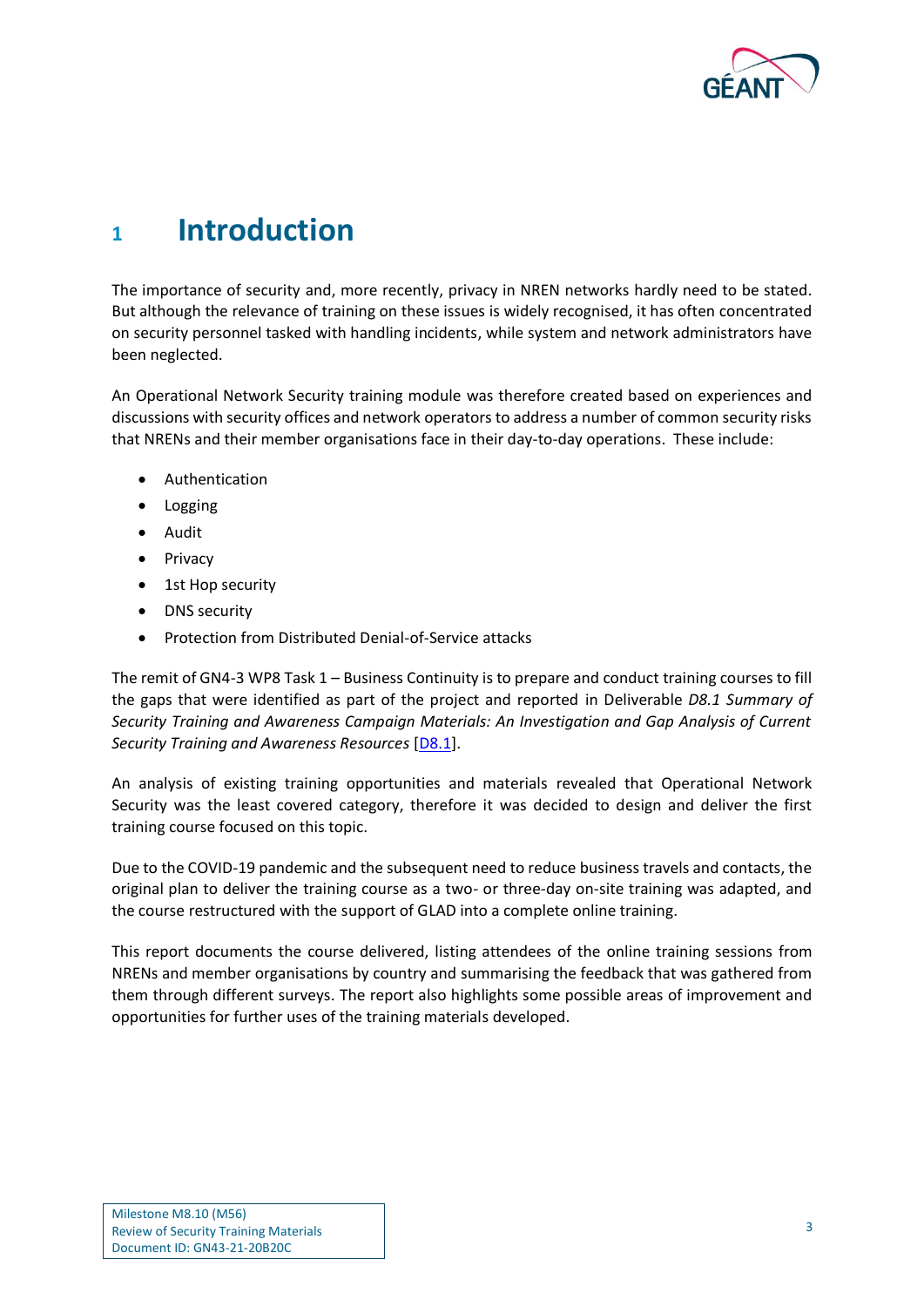# 1 Introduction

The importance of security and, more recently, privacy in NREN networks hardly need to be stated. But although the relevance of training on these issues is widely recognised, it has often concentrated on security personnel tasked with handling incidents, while system and network administrators have been neglected.

An Operational Network Security training module was therefore created based on experiences and discussions with security offices and network operators to address a number of common security risks that NRENs and their member organisations face in their day-to-day operations. These include:

- Authentication
- Logging
- Audit
- Privacy
- 1st Hop security
- DNS security
- Protection from Distributed Denial-of-Service attacks

The remit of GN4-3 WP8 Task 1 – Business Continuity is to prepare and conduct training courses to fill the gaps that were identified as part of the project and reported in Deliverable *D8.1 Summary of Security Training and Awareness Campaign Materials: An Investigation and Gap Analysis of Current Security Training and Awareness Resources* [D8.1].

An analysis of existing training opportunities and materials revealed that Operational Network Security was the least covered category, therefore it was decided to design and deliver the first training course focused on this topic.

Due to the COVID-19 pandemic and the subsequent need to reduce business travels and contacts, the original plan to deliver the training course as a two- or three-day on-site training was adapted, and the course restructured with the support of GLAD into a complete online training.

This report documents the course delivered, listing attendees of the online training sessions from NRENs and member organisations by country and summarising the feedback that was gathered from them through different surveys. The report also highlights some possible areas of improvement and opportunities for further uses of the training materials developed.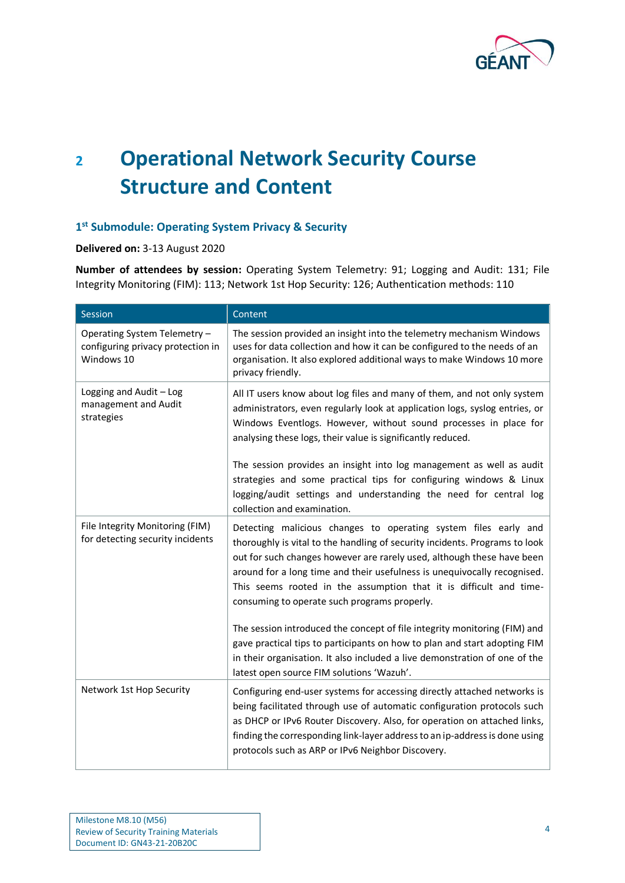# 2 Operational Network Security Course Structure and Content

### 1st Submodule: Operating System Privacy & Security

**Delivered on:** 3-13 August 2020

**Number of attendees by session:** Operating System Telemetry: 91; Logging and Audit: 131; File Integrity Monitoring (FIM): 113; Network 1st Hop Security: 126; Authentication methods: 110

| Session | Content |
|---|---|
| Operating System Telemetry – configuring privacy protection in Windows 10 | The session provided an insight into the telemetry mechanism Windows uses for data collection and how it can be configured to the needs of an organisation. It also explored additional ways to make Windows 10 more privacy friendly. |
| Logging and Audit – Log management and Audit strategies | All IT users know about log files and many of them, and not only system administrators, even regularly look at application logs, syslog entries, or Windows Eventlogs. However, without sound processes in place for analysing these logs, their value is significantly reduced.<br><br>The session provides an insight into log management as well as audit strategies and some practical tips for configuring windows & Linux logging/audit settings and understanding the need for central log collection and examination. |
| File Integrity Monitoring (FIM) for detecting security incidents | Detecting malicious changes to operating system files early and thoroughly is vital to the handling of security incidents. Programs to look out for such changes however are rarely used, although these have been around for a long time and their usefulness is unequivocally recognised. This seems rooted in the assumption that it is difficult and time-consuming to operate such programs properly.<br><br>The session introduced the concept of file integrity monitoring (FIM) and gave practical tips to participants on how to plan and start adopting FIM in their organisation. It also included a live demonstration of one of the latest open source FIM solutions 'Wazuh'. |
| Network 1st Hop Security | Configuring end-user systems for accessing directly attached networks is being facilitated through use of automatic configuration protocols such as DHCP or IPv6 Router Discovery. Also, for operation on attached links, finding the corresponding link-layer address to an ip-address is done using protocols such as ARP or IPv6 Neighbor Discovery. |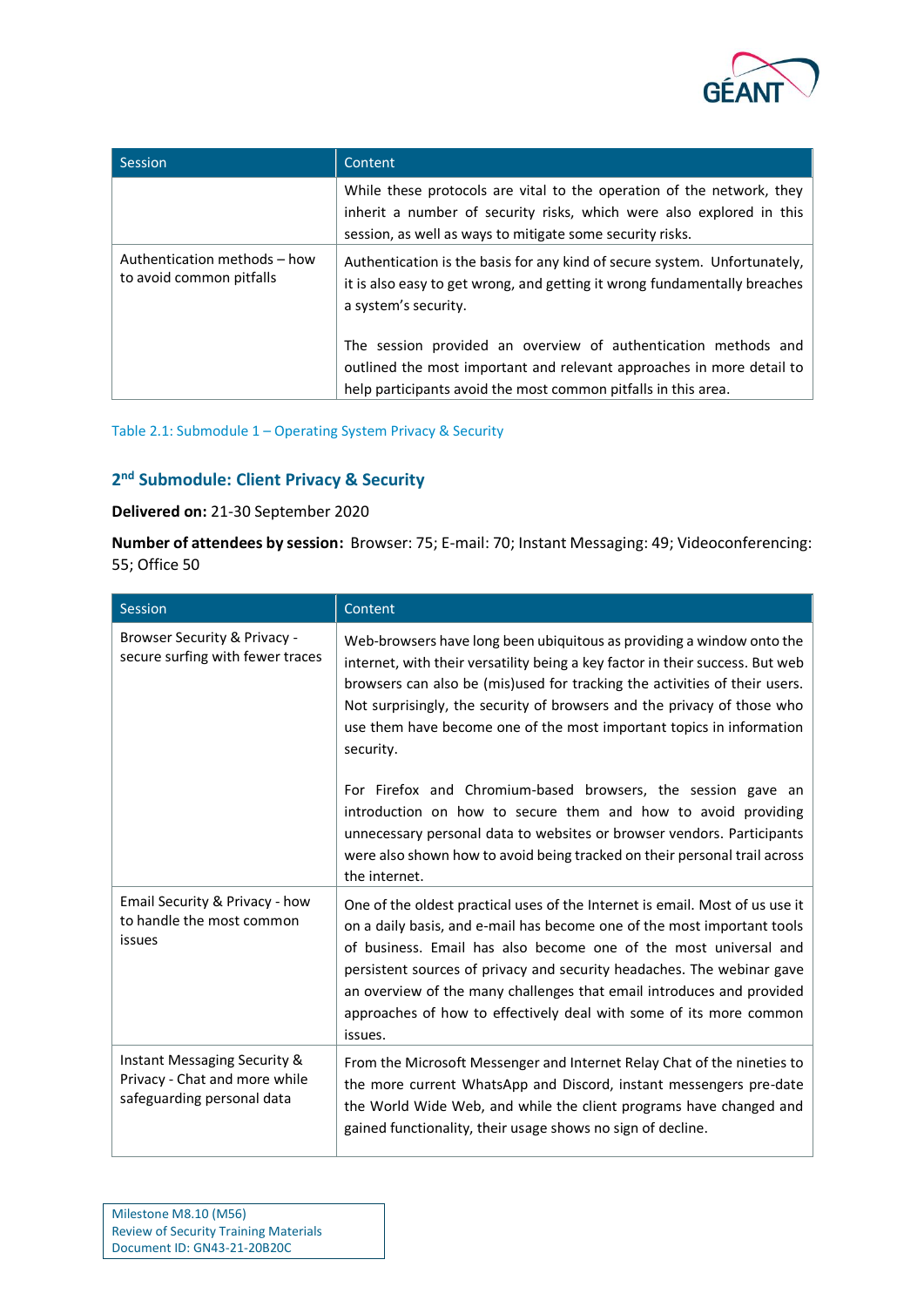| Session | Content |
|---|---|
| | While these protocols are vital to the operation of the network, they inherit a number of security risks, which were also explored in this session, as well as ways to mitigate some security risks. |
| Authentication methods – how to avoid common pitfalls | Authentication is the basis for any kind of secure system. Unfortunately, it is also easy to get wrong, and getting it wrong fundamentally breaches a system's security.<br><br>The session provided an overview of authentication methods and outlined the most important and relevant approaches in more detail to help participants avoid the most common pitfalls in this area. |

Table 2.1: Submodule 1 – Operating System Privacy & Security

### 2nd Submodule: Client Privacy & Security

**Delivered on:** 21-30 September 2020

**Number of attendees by session:** Browser: 75; E-mail: 70; Instant Messaging: 49; Videoconferencing: 55; Office 50

| Session | Content |
|---|---|
| Browser Security & Privacy - secure surfing with fewer traces | Web-browsers have long been ubiquitous as providing a window onto the internet, with their versatility being a key factor in their success. But web browsers can also be (mis)used for tracking the activities of their users. Not surprisingly, the security of browsers and the privacy of those who use them have become one of the most important topics in information security.<br><br>For Firefox and Chromium-based browsers, the session gave an introduction on how to secure them and how to avoid providing unnecessary personal data to websites or browser vendors. Participants were also shown how to avoid being tracked on their personal trail across the internet. |
| Email Security & Privacy - how to handle the most common issues | One of the oldest practical uses of the Internet is email. Most of us use it on a daily basis, and e-mail has become one of the most important tools of business. Email has also become one of the most universal and persistent sources of privacy and security headaches. The webinar gave an overview of the many challenges that email introduces and provided approaches of how to effectively deal with some of its more common issues. |
| Instant Messaging Security & Privacy - Chat and more while safeguarding personal data | From the Microsoft Messenger and Internet Relay Chat of the nineties to the more current WhatsApp and Discord, instant messengers pre-date the World Wide Web, and while the client programs have changed and gained functionality, their usage shows no sign of decline. |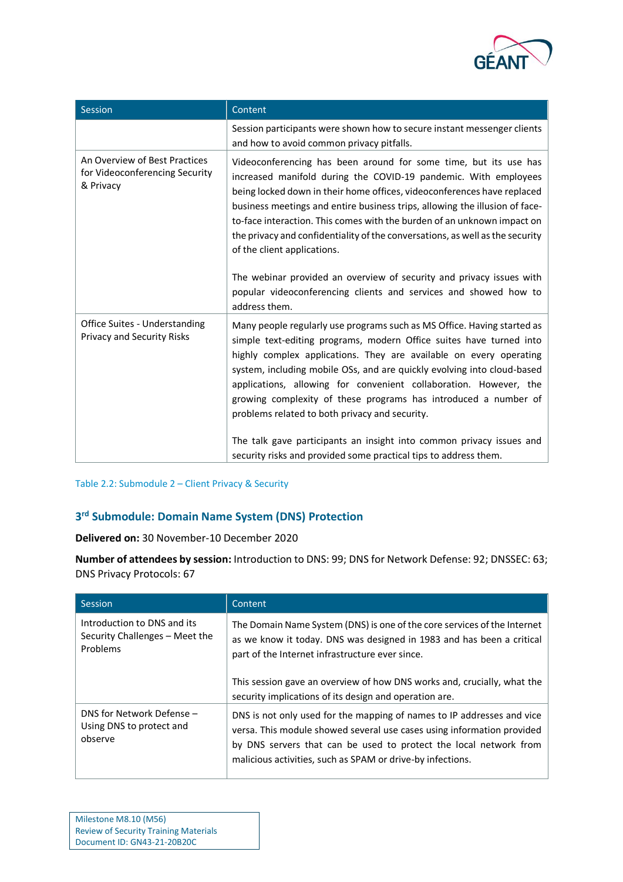| Session | Content |
| --- | --- |
| | Session participants were shown how to secure instant messenger clients and how to avoid common privacy pitfalls. |
| An Overview of Best Practices for Videoconferencing Security & Privacy | Videoconferencing has been around for some time, but its use has increased manifold during the COVID-19 pandemic. With employees being locked down in their home offices, videoconferences have replaced business meetings and entire business trips, allowing the illusion of face-to-face interaction. This comes with the burden of an unknown impact on the privacy and confidentiality of the conversations, as well as the security of the client applications.<br><br>The webinar provided an overview of security and privacy issues with popular videoconferencing clients and services and showed how to address them. |
| Office Suites - Understanding Privacy and Security Risks | Many people regularly use programs such as MS Office. Having started as simple text-editing programs, modern Office suites have turned into highly complex applications. They are available on every operating system, including mobile OSs, and are quickly evolving into cloud-based applications, allowing for convenient collaboration. However, the growing complexity of these programs has introduced a number of problems related to both privacy and security.<br><br>The talk gave participants an insight into common privacy issues and security risks and provided some practical tips to address them. |

Table 2.2: Submodule 2 – Client Privacy & Security

### 3rd Submodule: Domain Name System (DNS) Protection

**Delivered on:** 30 November-10 December 2020

**Number of attendees by session:** Introduction to DNS: 99; DNS for Network Defense: 92; DNSSEC: 63; DNS Privacy Protocols: 67

| Session | Content |
| --- | --- |
| Introduction to DNS and its Security Challenges – Meet the Problems | The Domain Name System (DNS) is one of the core services of the Internet as we know it today. DNS was designed in 1983 and has been a critical part of the Internet infrastructure ever since.<br><br>This session gave an overview of how DNS works and, crucially, what the security implications of its design and operation are. |
| DNS for Network Defense – Using DNS to protect and observe | DNS is not only used for the mapping of names to IP addresses and vice versa. This module showed several use cases using information provided by DNS servers that can be used to protect the local network from malicious activities, such as SPAM or drive-by infections. |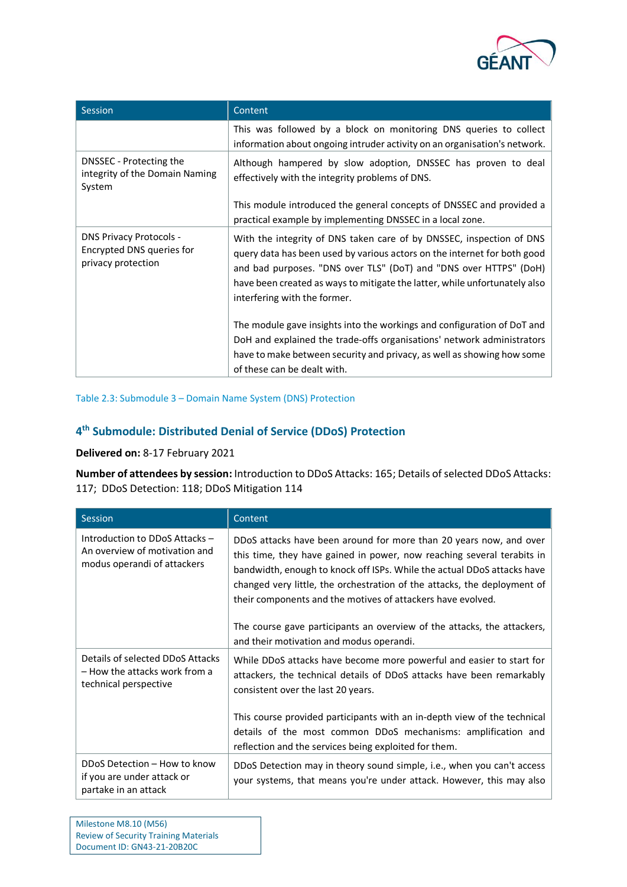| Session | Content |
| --- | --- |
| | This was followed by a block on monitoring DNS queries to collect information about ongoing intruder activity on an organisation's network. |
| DNSSEC - Protecting the integrity of the Domain Naming System | Although hampered by slow adoption, DNSSEC has proven to deal effectively with the integrity problems of DNS.<br><br>This module introduced the general concepts of DNSSEC and provided a practical example by implementing DNSSEC in a local zone. |
| DNS Privacy Protocols - Encrypted DNS queries for privacy protection | With the integrity of DNS taken care of by DNSSEC, inspection of DNS query data has been used by various actors on the internet for both good and bad purposes. "DNS over TLS" (DoT) and "DNS over HTTPS" (DoH) have been created as ways to mitigate the latter, while unfortunately also interfering with the former.<br><br>The module gave insights into the workings and configuration of DoT and DoH and explained the trade-offs organisations' network administrators have to make between security and privacy, as well as showing how some of these can be dealt with. |

Table 2.3: Submodule 3 – Domain Name System (DNS) Protection

## 4th Submodule: Distributed Denial of Service (DDoS) Protection

**Delivered on:** 8-17 February 2021

**Number of attendees by session:** Introduction to DDoS Attacks: 165; Details of selected DDoS Attacks: 117; DDoS Detection: 118; DDoS Mitigation 114

| Session | Content |
| --- | --- |
| Introduction to DDoS Attacks – An overview of motivation and modus operandi of attackers | DDoS attacks have been around for more than 20 years now, and over this time, they have gained in power, now reaching several terabits in bandwidth, enough to knock off ISPs. While the actual DDoS attacks have changed very little, the orchestration of the attacks, the deployment of their components and the motives of attackers have evolved.<br><br>The course gave participants an overview of the attacks, the attackers, and their motivation and modus operandi. |
| Details of selected DDoS Attacks – How the attacks work from a technical perspective | While DDoS attacks have become more powerful and easier to start for attackers, the technical details of DDoS attacks have been remarkably consistent over the last 20 years.<br><br>This course provided participants with an in-depth view of the technical details of the most common DDoS mechanisms: amplification and reflection and the services being exploited for them. |
| DDoS Detection – How to know if you are under attack or partake in an attack | DDoS Detection may in theory sound simple, i.e., when you can't access your systems, that means you're under attack. However, this may also |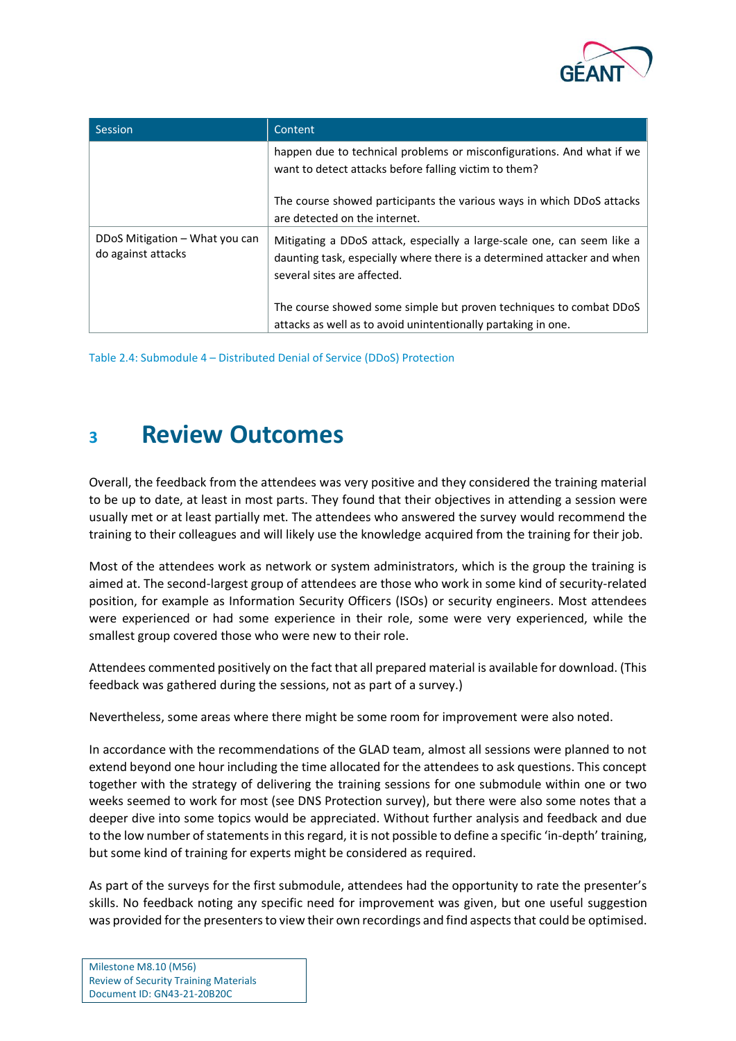| Session | Content |
| --- | --- |
| | happen due to technical problems or misconfigurations. And what if we want to detect attacks before falling victim to them?<br><br>The course showed participants the various ways in which DDoS attacks are detected on the internet. |
| DDoS Mitigation – What you can do against attacks | Mitigating a DDoS attack, especially a large-scale one, can seem like a daunting task, especially where there is a determined attacker and when several sites are affected.<br><br>The course showed some simple but proven techniques to combat DDoS attacks as well as to avoid unintentionally partaking in one. |

Table 2.4: Submodule 4 – Distributed Denial of Service (DDoS) Protection

# 3 Review Outcomes

Overall, the feedback from the attendees was very positive and they considered the training material to be up to date, at least in most parts. They found that their objectives in attending a session were usually met or at least partially met. The attendees who answered the survey would recommend the training to their colleagues and will likely use the knowledge acquired from the training for their job.

Most of the attendees work as network or system administrators, which is the group the training is aimed at. The second-largest group of attendees are those who work in some kind of security-related position, for example as Information Security Officers (ISOs) or security engineers. Most attendees were experienced or had some experience in their role, some were very experienced, while the smallest group covered those who were new to their role.

Attendees commented positively on the fact that all prepared material is available for download. (This feedback was gathered during the sessions, not as part of a survey.)

Nevertheless, some areas where there might be some room for improvement were also noted.

In accordance with the recommendations of the GLAD team, almost all sessions were planned to not extend beyond one hour including the time allocated for the attendees to ask questions. This concept together with the strategy of delivering the training sessions for one submodule within one or two weeks seemed to work for most (see DNS Protection survey), but there were also some notes that a deeper dive into some topics would be appreciated. Without further analysis and feedback and due to the low number of statements in this regard, it is not possible to define a specific 'in-depth' training, but some kind of training for experts might be considered as required.

As part of the surveys for the first submodule, attendees had the opportunity to rate the presenter's skills. No feedback noting any specific need for improvement was given, but one useful suggestion was provided for the presenters to view their own recordings and find aspects that could be optimised.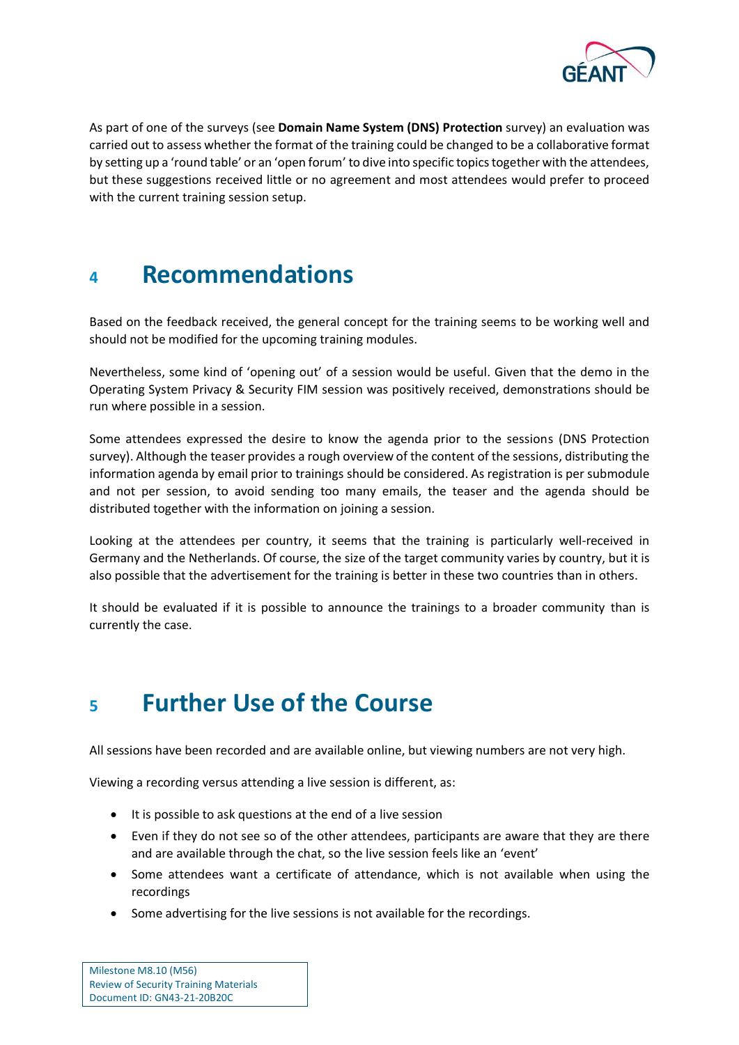As part of one of the surveys (see **Domain Name System (DNS) Protection** survey) an evaluation was carried out to assess whether the format of the training could be changed to be a collaborative format by setting up a 'round table' or an 'open forum' to dive into specific topics together with the attendees, but these suggestions received little or no agreement and most attendees would prefer to proceed with the current training session setup.

# 4 Recommendations

Based on the feedback received, the general concept for the training seems to be working well and should not be modified for the upcoming training modules.

Nevertheless, some kind of 'opening out' of a session would be useful. Given that the demo in the Operating System Privacy & Security FIM session was positively received, demonstrations should be run where possible in a session.

Some attendees expressed the desire to know the agenda prior to the sessions (DNS Protection survey). Although the teaser provides a rough overview of the content of the sessions, distributing the information agenda by email prior to trainings should be considered. As registration is per submodule and not per session, to avoid sending too many emails, the teaser and the agenda should be distributed together with the information on joining a session.

Looking at the attendees per country, it seems that the training is particularly well-received in Germany and the Netherlands. Of course, the size of the target community varies by country, but it is also possible that the advertisement for the training is better in these two countries than in others.

It should be evaluated if it is possible to announce the trainings to a broader community than is currently the case.

# 5 Further Use of the Course

All sessions have been recorded and are available online, but viewing numbers are not very high.

Viewing a recording versus attending a live session is different, as:

- It is possible to ask questions at the end of a live session
- Even if they do not see so of the other attendees, participants are aware that they are there and are available through the chat, so the live session feels like an 'event'
- Some attendees want a certificate of attendance, which is not available when using the recordings
- Some advertising for the live sessions is not available for the recordings.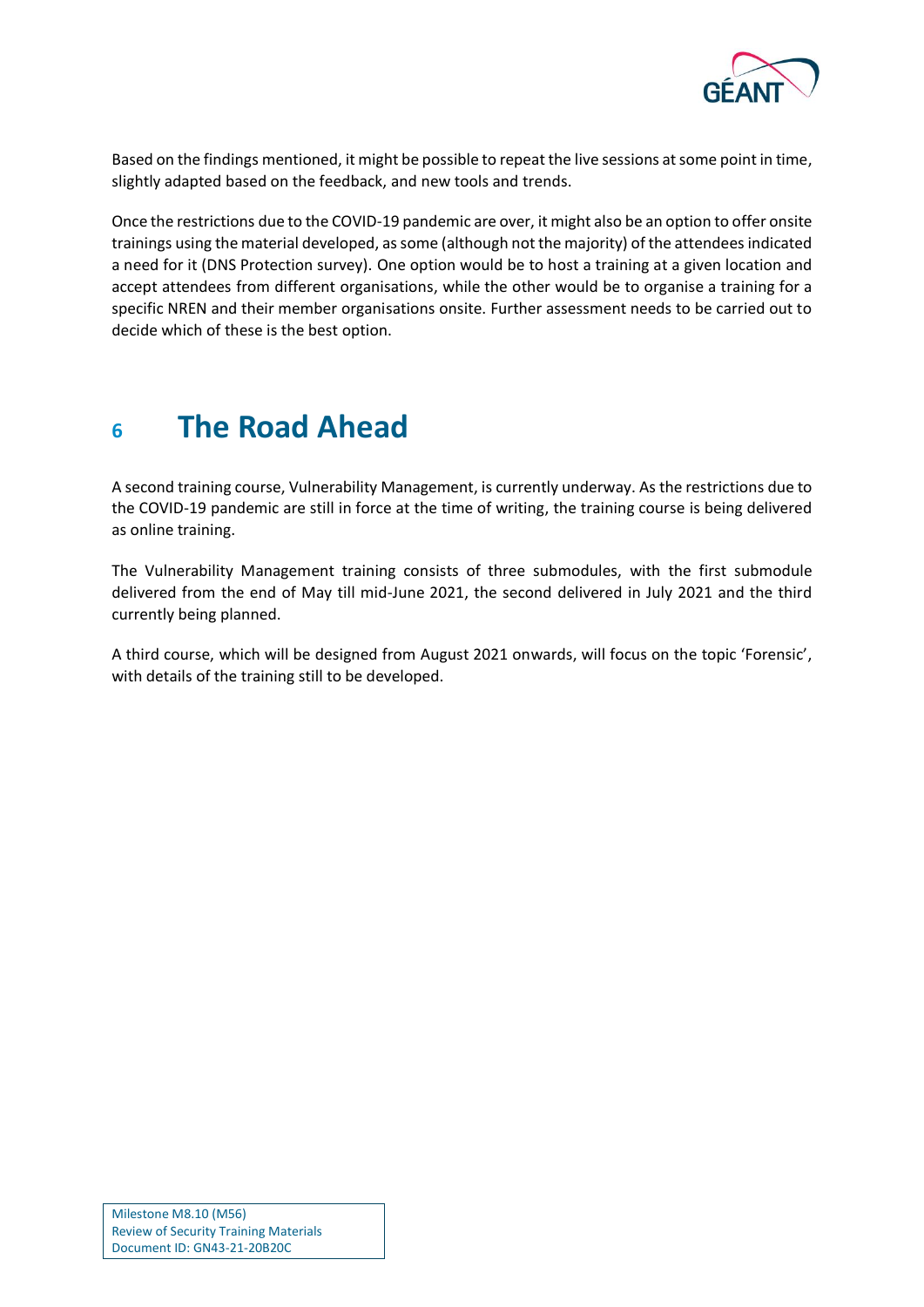Based on the findings mentioned, it might be possible to repeat the live sessions at some point in time, slightly adapted based on the feedback, and new tools and trends.

Once the restrictions due to the COVID-19 pandemic are over, it might also be an option to offer onsite trainings using the material developed, as some (although not the majority) of the attendees indicated a need for it (DNS Protection survey). One option would be to host a training at a given location and accept attendees from different organisations, while the other would be to organise a training for a specific NREN and their member organisations onsite. Further assessment needs to be carried out to decide which of these is the best option.

# 6 The Road Ahead

A second training course, Vulnerability Management, is currently underway. As the restrictions due to the COVID-19 pandemic are still in force at the time of writing, the training course is being delivered as online training.

The Vulnerability Management training consists of three submodules, with the first submodule delivered from the end of May till mid-June 2021, the second delivered in July 2021 and the third currently being planned.

A third course, which will be designed from August 2021 onwards, will focus on the topic 'Forensic', with details of the training still to be developed.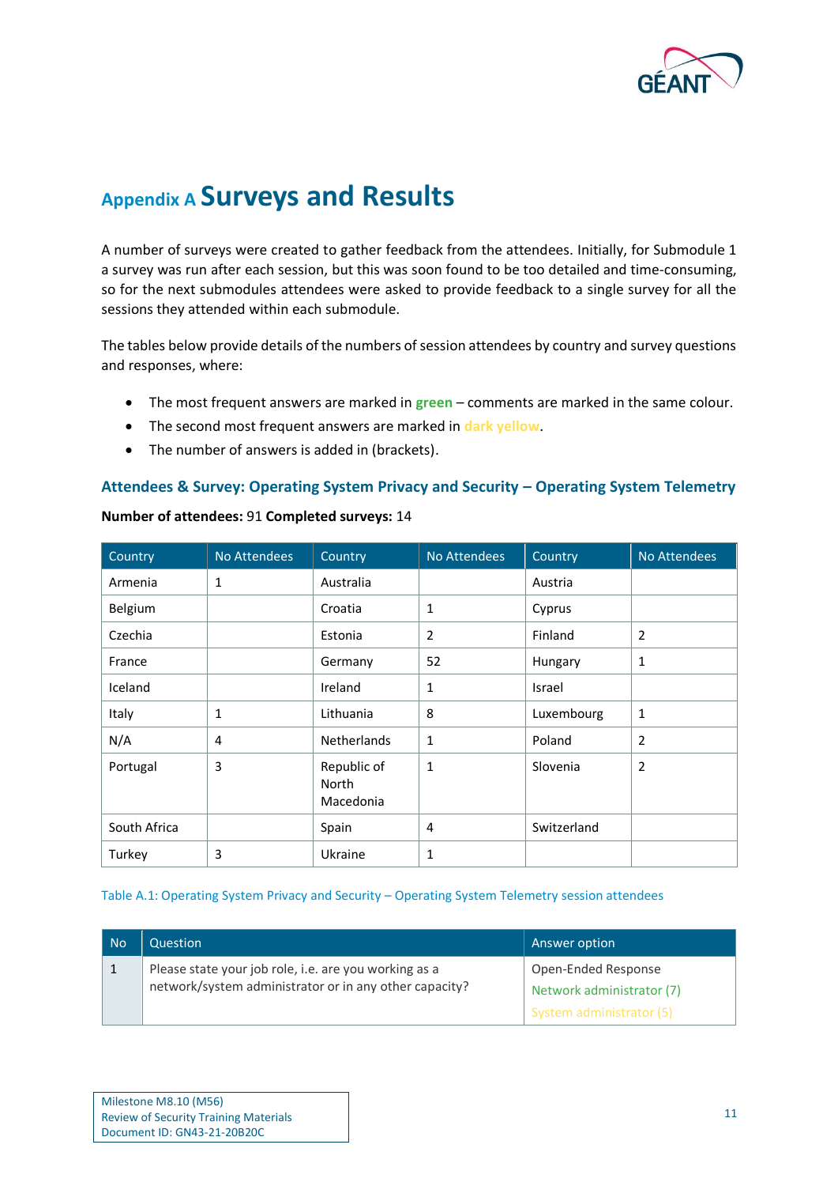# Appendix A Surveys and Results

A number of surveys were created to gather feedback from the attendees. Initially, for Submodule 1 a survey was run after each session, but this was soon found to be too detailed and time-consuming, so for the next submodules attendees were asked to provide feedback to a single survey for all the sessions they attended within each submodule.

The tables below provide details of the numbers of session attendees by country and survey questions and responses, where:

- The most frequent answers are marked in **green** – comments are marked in the same colour.
- The second most frequent answers are marked in dark yellow.
- The number of answers is added in (brackets).

### Attendees & Survey: Operating System Privacy and Security – Operating System Telemetry

**Number of attendees:** 91 **Completed surveys:** 14

| Country | No Attendees | Country | No Attendees | Country | No Attendees |
|---|---|---|---|---|---|
| Armenia | 1 | Australia | | Austria | |
| Belgium | | Croatia | 1 | Cyprus | |
| Czechia | | Estonia | 2 | Finland | 2 |
| France | | Germany | 52 | Hungary | 1 |
| Iceland | | Ireland | 1 | Israel | |
| Italy | 1 | Lithuania | 8 | Luxembourg | 1 |
| N/A | 4 | Netherlands | 1 | Poland | 2 |
| Portugal | 3 | Republic of North Macedonia | 1 | Slovenia | 2 |
| South Africa | | Spain | 4 | Switzerland | |
| Turkey | 3 | Ukraine | 1 | | |

Table A.1: Operating System Privacy and Security – Operating System Telemetry session attendees

| No | Question | Answer option |
|---|---|---|
| 1 | Please state your job role, i.e. are you working as a network/system administrator or in any other capacity? | Open-Ended Response<br>Network administrator (7)<br>System administrator (5) |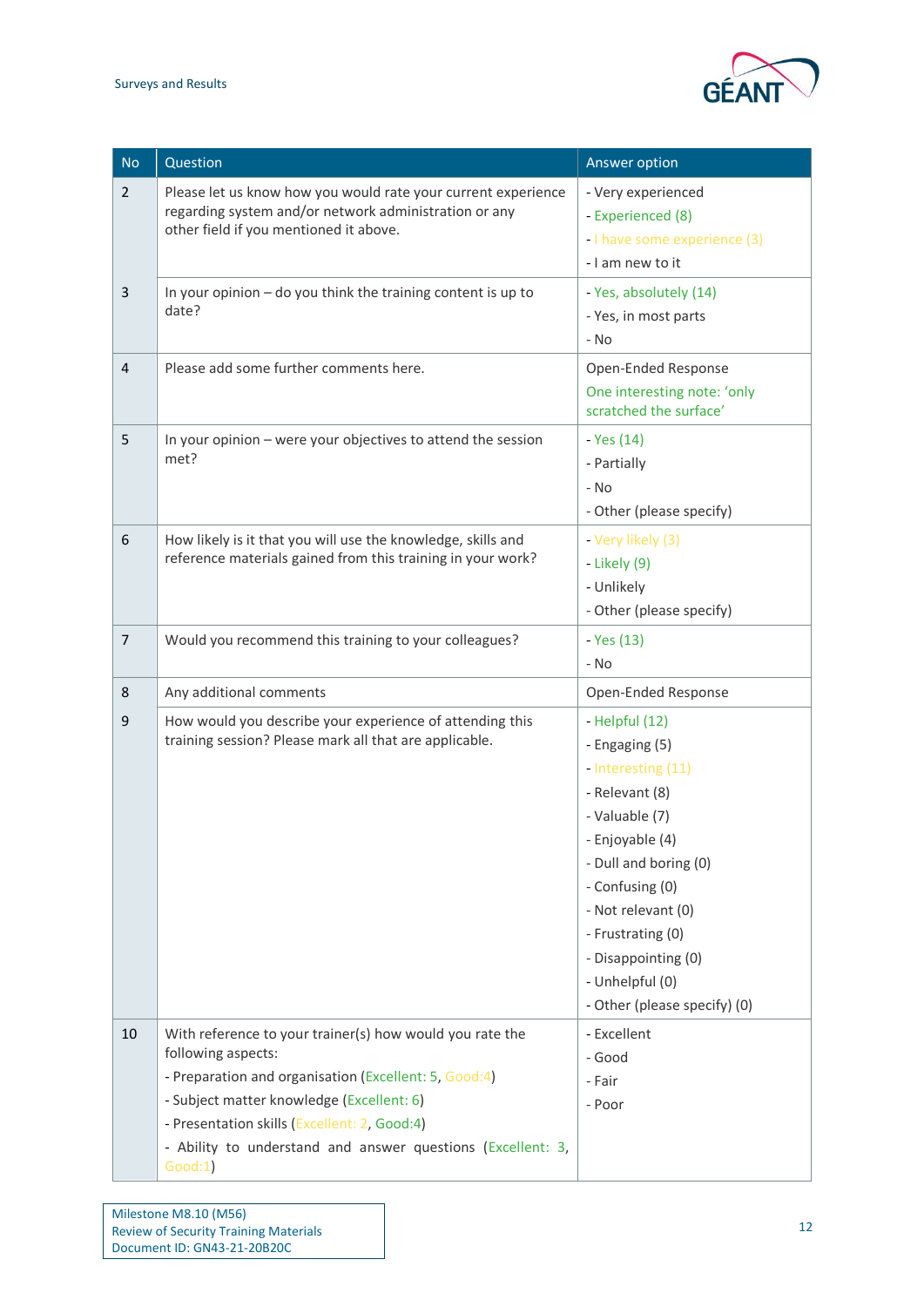| No | Question | Answer option |
|---|---|---|
| 2 | Please let us know how you would rate your current experience regarding system and/or network administration or any other field if you mentioned it above. | - Very experienced<br>- Experienced (8)<br>- I have some experience (3)<br>- I am new to it |
| 3 | In your opinion – do you think the training content is up to date? | - Yes, absolutely (14)<br>- Yes, in most parts<br>- No |
| 4 | Please add some further comments here. | Open-Ended Response<br>One interesting note: 'only scratched the surface' |
| 5 | In your opinion – were your objectives to attend the session met? | - Yes (14)<br>- Partially<br>- No<br>- Other (please specify) |
| 6 | How likely is it that you will use the knowledge, skills and reference materials gained from this training in your work? | - Very likely (3)<br>- Likely (9)<br>- Unlikely<br>- Other (please specify) |
| 7 | Would you recommend this training to your colleagues? | - Yes (13)<br>- No |
| 8 | Any additional comments | Open-Ended Response |
| 9 | How would you describe your experience of attending this training session? Please mark all that are applicable. | - Helpful (12)<br>- Engaging (5)<br>- Interesting (11)<br>- Relevant (8)<br>- Valuable (7)<br>- Enjoyable (4)<br>- Dull and boring (0)<br>- Confusing (0)<br>- Not relevant (0)<br>- Frustrating (0)<br>- Disappointing (0)<br>- Unhelpful (0)<br>- Other (please specify) (0) |
| 10 | With reference to your trainer(s) how would you rate the following aspects:<br>- Preparation and organisation (Excellent: 5, Good:4)<br>- Subject matter knowledge (Excellent: 6)<br>- Presentation skills (Excellent: 2, Good:4)<br>- Ability to understand and answer questions (Excellent: 3, Good:1) | - Excellent<br>- Good<br>- Fair<br>- Poor |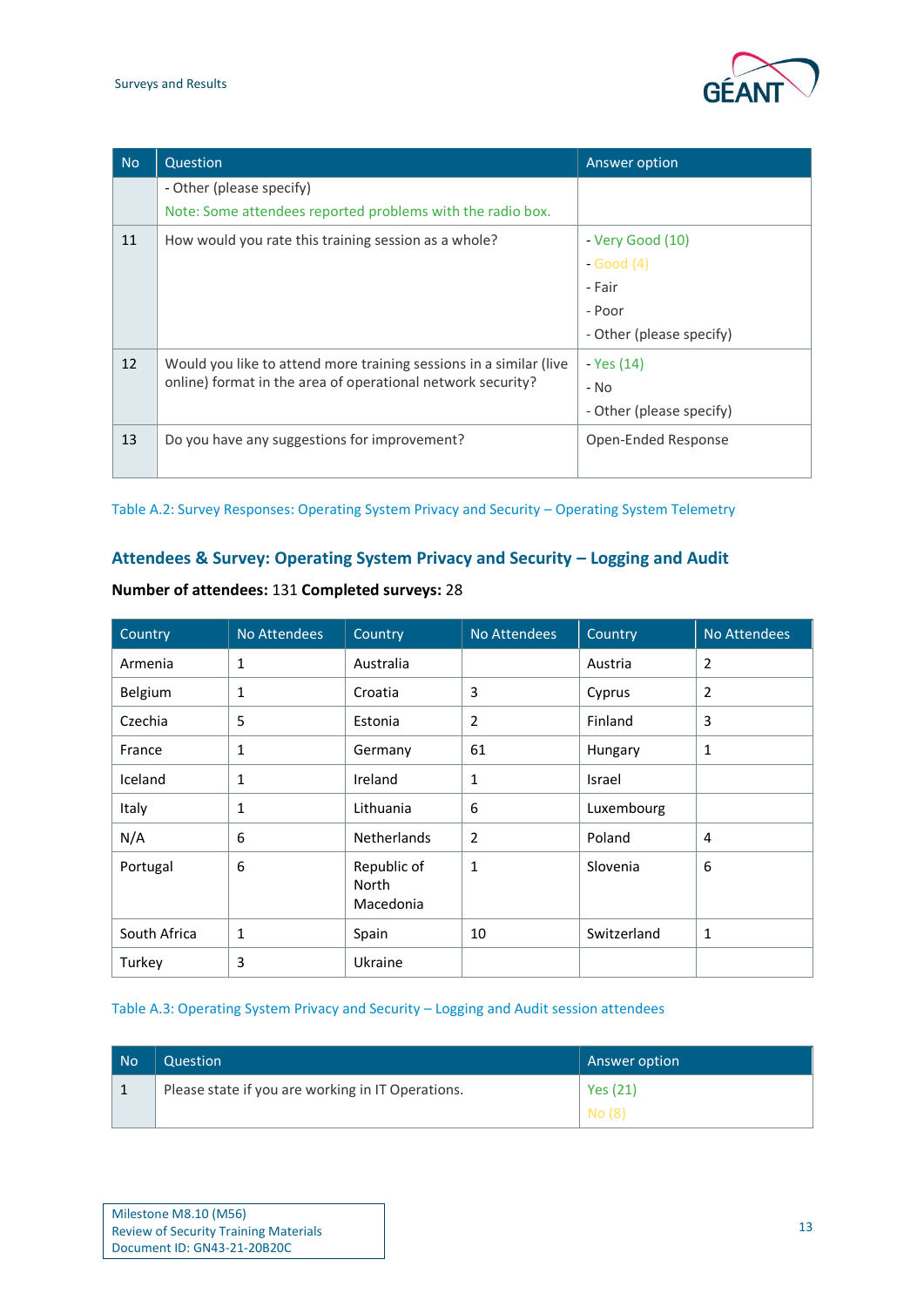| No | Question | Answer option |
|---|---|---|
| | - Other (please specify)<br>Note: Some attendees reported problems with the radio box. | |
| 11 | How would you rate this training session as a whole? | - Very Good (10)<br>- Good (4)<br>- Fair<br>- Poor<br>- Other (please specify) |
| 12 | Would you like to attend more training sessions in a similar (live online) format in the area of operational network security? | - Yes (14)<br>- No<br>- Other (please specify) |
| 13 | Do you have any suggestions for improvement? | Open-Ended Response |

Table A.2: Survey Responses: Operating System Privacy and Security – Operating System Telemetry

## Attendees & Survey: Operating System Privacy and Security – Logging and Audit

**Number of attendees:** 131 **Completed surveys:** 28

| Country | No Attendees | Country | No Attendees | Country | No Attendees |
|---|---|---|---|---|---|
| Armenia | 1 | Australia | | Austria | 2 |
| Belgium | 1 | Croatia | 3 | Cyprus | 2 |
| Czechia | 5 | Estonia | 2 | Finland | 3 |
| France | 1 | Germany | 61 | Hungary | 1 |
| Iceland | 1 | Ireland | 1 | Israel | |
| Italy | 1 | Lithuania | 6 | Luxembourg | |
| N/A | 6 | Netherlands | 2 | Poland | 4 |
| Portugal | 6 | Republic of North Macedonia | 1 | Slovenia | 6 |
| South Africa | 1 | Spain | 10 | Switzerland | 1 |
| Turkey | 3 | Ukraine | | | |

Table A.3: Operating System Privacy and Security – Logging and Audit session attendees

| No | Question | Answer option |
|---|---|---|
| 1 | Please state if you are working in IT Operations. | Yes (21)<br>No (8) |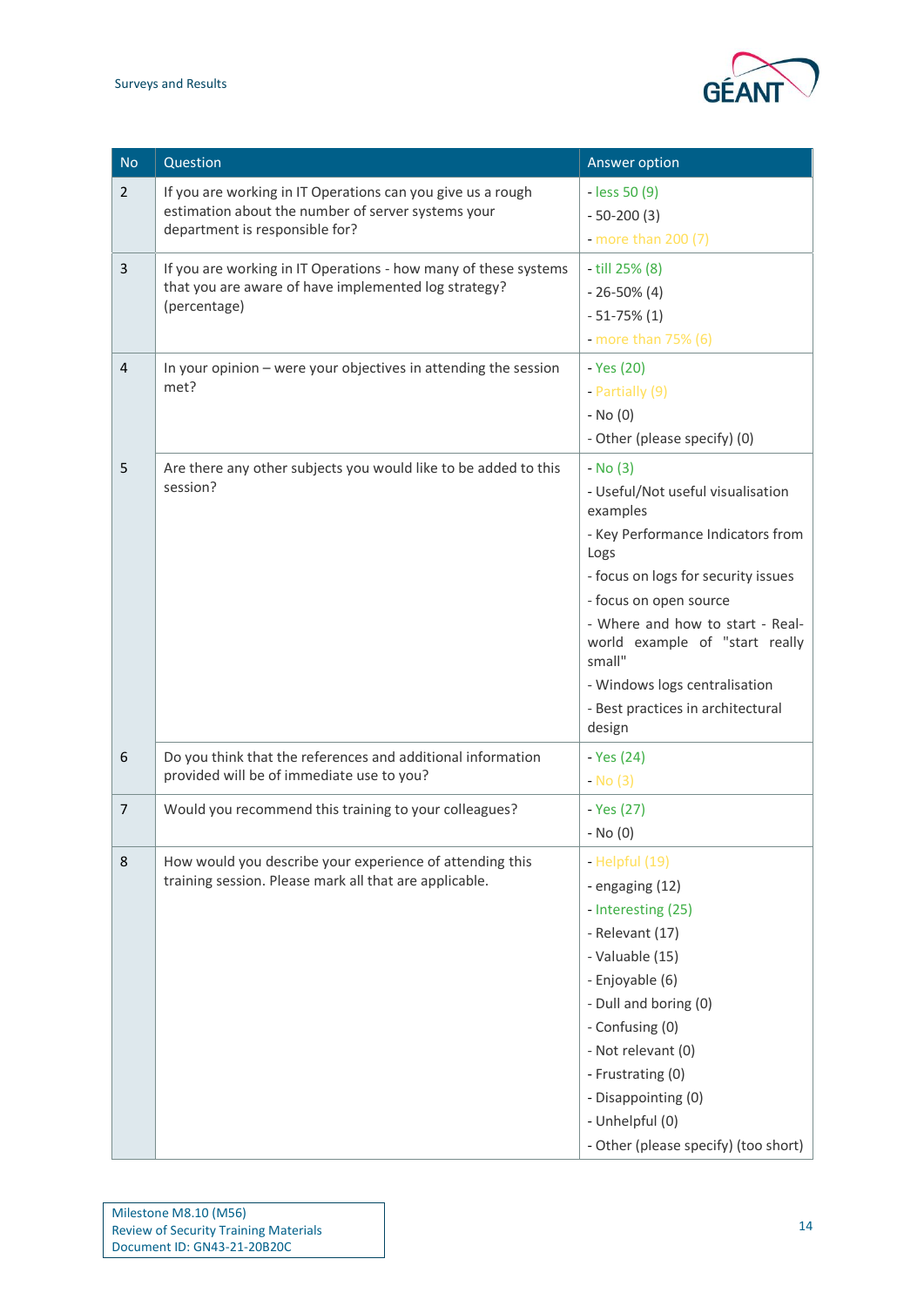| No | Question | Answer option |
|---|---|---|
| 2 | If you are working in IT Operations can you give us a rough estimation about the number of server systems your department is responsible for? | - less 50 (9)<br>- 50-200 (3)<br>- more than 200 (7) |
| 3 | If you are working in IT Operations - how many of these systems that you are aware of have implemented log strategy? (percentage) | - till 25% (8)<br>- 26-50% (4)<br>- 51-75% (1)<br>- more than 75% (6) |
| 4 | In your opinion – were your objectives in attending the session met? | - Yes (20)<br>- Partially (9)<br>- No (0)<br>- Other (please specify) (0) |
| 5 | Are there any other subjects you would like to be added to this session? | - No (3)<br>- Useful/Not useful visualisation examples<br>- Key Performance Indicators from Logs<br>- focus on logs for security issues<br>- focus on open source<br>- Where and how to start - Real-world example of "start really small"<br>- Windows logs centralisation<br>- Best practices in architectural design |
| 6 | Do you think that the references and additional information provided will be of immediate use to you? | - Yes (24)<br>- No (3) |
| 7 | Would you recommend this training to your colleagues? | - Yes (27)<br>- No (0) |
| 8 | How would you describe your experience of attending this training session. Please mark all that are applicable. | - Helpful (19)<br>- engaging (12)<br>- Interesting (25)<br>- Relevant (17)<br>- Valuable (15)<br>- Enjoyable (6)<br>- Dull and boring (0)<br>- Confusing (0)<br>- Not relevant (0)<br>- Frustrating (0)<br>- Disappointing (0)<br>- Unhelpful (0)<br>- Other (please specify) (too short) |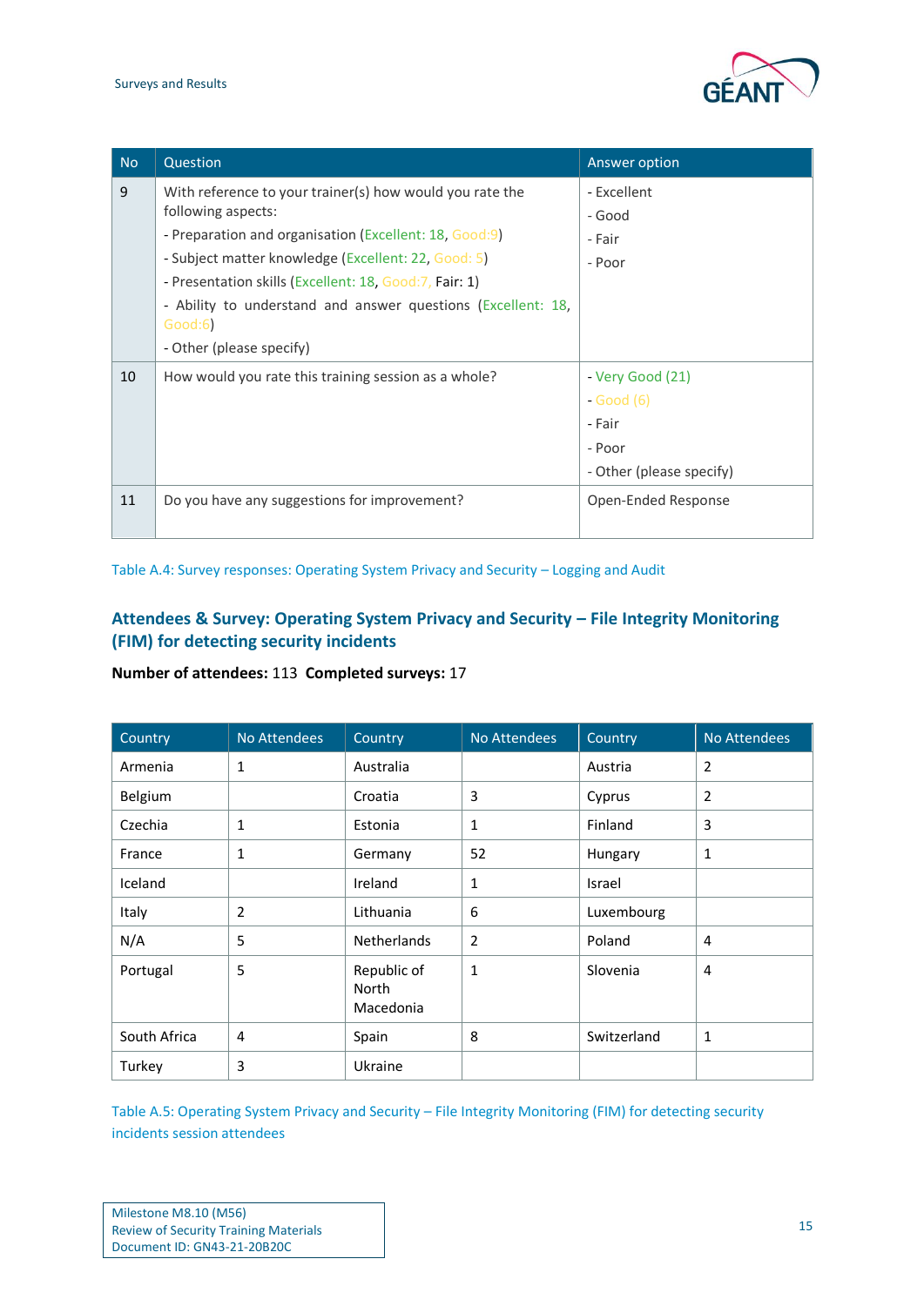| No | Question | Answer option |
|---|---|---|
| 9 | With reference to your trainer(s) how would you rate the following aspects:<br>- Preparation and organisation (Excellent: 18, Good:9)<br>- Subject matter knowledge (Excellent: 22, Good: 5)<br>- Presentation skills (Excellent: 18, Good:7, Fair: 1)<br>- Ability to understand and answer questions (Excellent: 18, Good:6)<br>- Other (please specify) | - Excellent<br>- Good<br>- Fair<br>- Poor |
| 10 | How would you rate this training session as a whole? | - Very Good (21)<br>- Good (6)<br>- Fair<br>- Poor<br>- Other (please specify) |
| 11 | Do you have any suggestions for improvement? | Open-Ended Response |

Table A.4: Survey responses: Operating System Privacy and Security – Logging and Audit

## Attendees & Survey: Operating System Privacy and Security – File Integrity Monitoring (FIM) for detecting security incidents

**Number of attendees:** 113 **Completed surveys:** 17

| Country | No Attendees | Country | No Attendees | Country | No Attendees |
|---|---|---|---|---|---|
| Armenia | 1 | Australia | | Austria | 2 |
| Belgium | | Croatia | 3 | Cyprus | 2 |
| Czechia | 1 | Estonia | 1 | Finland | 3 |
| France | 1 | Germany | 52 | Hungary | 1 |
| Iceland | | Ireland | 1 | Israel | |
| Italy | 2 | Lithuania | 6 | Luxembourg | |
| N/A | 5 | Netherlands | 2 | Poland | 4 |
| Portugal | 5 | Republic of North Macedonia | 1 | Slovenia | 4 |
| South Africa | 4 | Spain | 8 | Switzerland | 1 |
| Turkey | 3 | Ukraine | | | |

Table A.5: Operating System Privacy and Security – File Integrity Monitoring (FIM) for detecting security incidents session attendees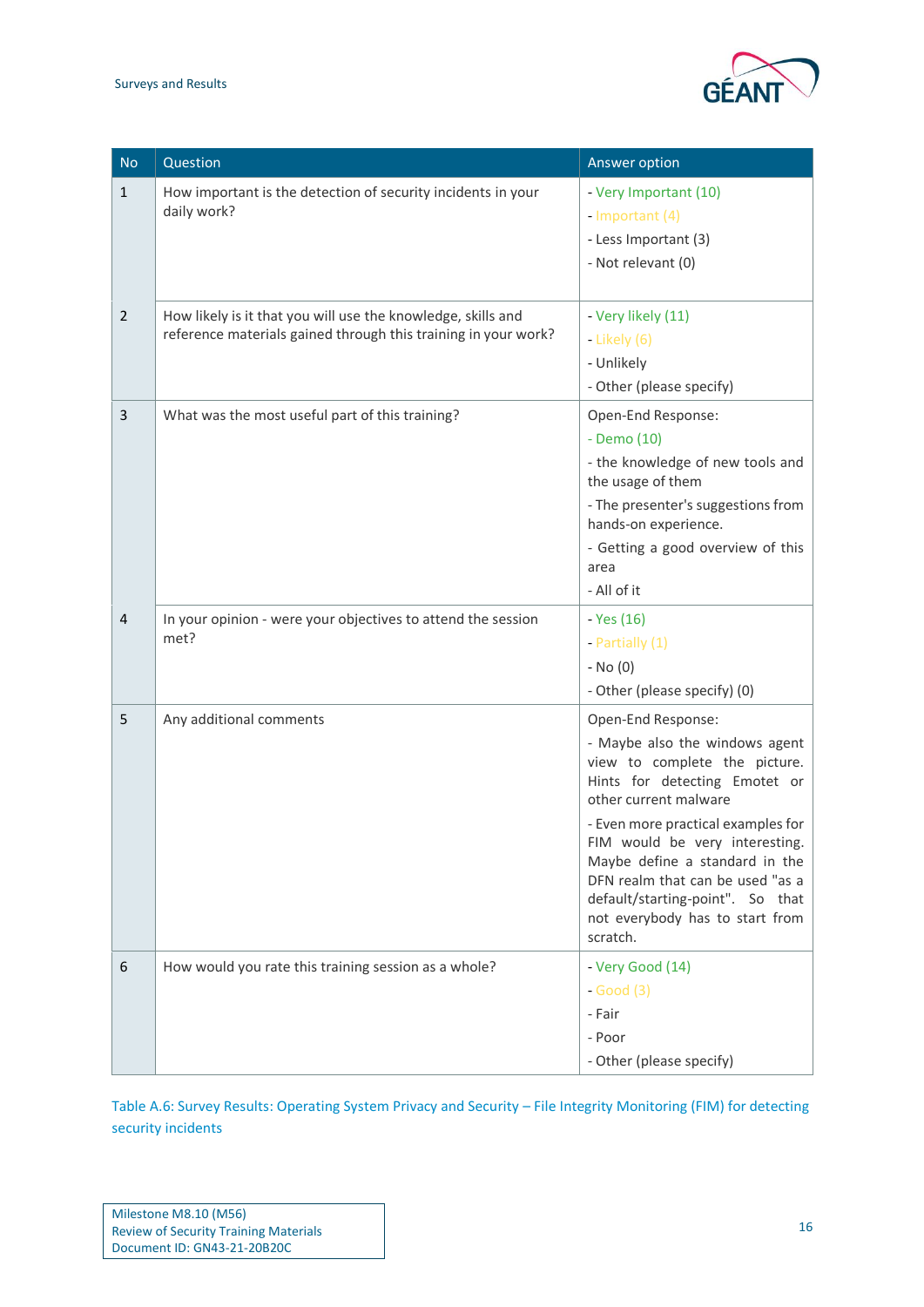| No | Question | Answer option |
|---|---|---|
| 1 | How important is the detection of security incidents in your daily work? | - Very Important (10)<br>- Important (4)<br>- Less Important (3)<br>- Not relevant (0) |
| 2 | How likely is it that you will use the knowledge, skills and reference materials gained through this training in your work? | - Very likely (11)<br>- Likely (6)<br>- Unlikely<br>- Other (please specify) |
| 3 | What was the most useful part of this training? | Open-End Response:<br>- Demo (10)<br>- the knowledge of new tools and the usage of them<br>- The presenter's suggestions from hands-on experience.<br>- Getting a good overview of this area<br>- All of it |
| 4 | In your opinion - were your objectives to attend the session met? | - Yes (16)<br>- Partially (1)<br>- No (0)<br>- Other (please specify) (0) |
| 5 | Any additional comments | Open-End Response:<br>- Maybe also the windows agent view to complete the picture. Hints for detecting Emotet or other current malware<br>- Even more practical examples for FIM would be very interesting. Maybe define a standard in the DFN realm that can be used "as a default/starting-point". So that not everybody has to start from scratch. |
| 6 | How would you rate this training session as a whole? | - Very Good (14)<br>- Good (3)<br>- Fair<br>- Poor<br>- Other (please specify) |

Table A.6: Survey Results: Operating System Privacy and Security – File Integrity Monitoring (FIM) for detecting security incidents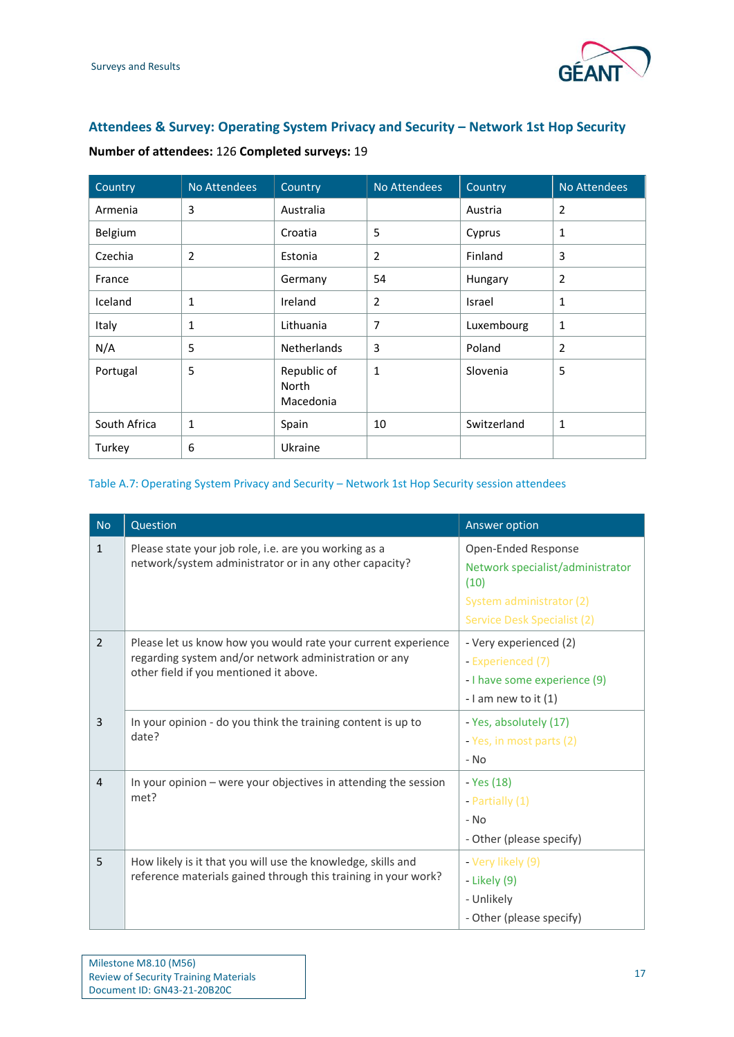### Attendees & Survey: Operating System Privacy and Security – Network 1st Hop Security

**Number of attendees:** 126 **Completed surveys:** 19

| Country | No Attendees | Country | No Attendees | Country | No Attendees |
|---|---|---|---|---|---|
| Armenia | 3 | Australia | | Austria | 2 |
| Belgium | | Croatia | 5 | Cyprus | 1 |
| Czechia | 2 | Estonia | 2 | Finland | 3 |
| France | | Germany | 54 | Hungary | 2 |
| Iceland | 1 | Ireland | 2 | Israel | 1 |
| Italy | 1 | Lithuania | 7 | Luxembourg | 1 |
| N/A | 5 | Netherlands | 3 | Poland | 2 |
| Portugal | 5 | Republic of North Macedonia | 1 | Slovenia | 5 |
| South Africa | 1 | Spain | 10 | Switzerland | 1 |
| Turkey | 6 | Ukraine | | | |

Table A.7: Operating System Privacy and Security – Network 1st Hop Security session attendees

| No | Question | Answer option |
|---|---|---|
| 1 | Please state your job role, i.e. are you working as a network/system administrator or in any other capacity? | Open-Ended Response<br>Network specialist/administrator (10)<br>System administrator (2)<br>Service Desk Specialist (2) |
| 2 | Please let us know how you would rate your current experience regarding system and/or network administration or any other field if you mentioned it above. | - Very experienced (2)<br>- Experienced (7)<br>- I have some experience (9)<br>- I am new to it (1) |
| 3 | In your opinion - do you think the training content is up to date? | - Yes, absolutely (17)<br>- Yes, in most parts (2)<br>- No |
| 4 | In your opinion – were your objectives in attending the session met? | - Yes (18)<br>- Partially (1)<br>- No<br>- Other (please specify) |
| 5 | How likely is it that you will use the knowledge, skills and reference materials gained through this training in your work? | - Very likely (9)<br>- Likely (9)<br>- Unlikely<br>- Other (please specify) |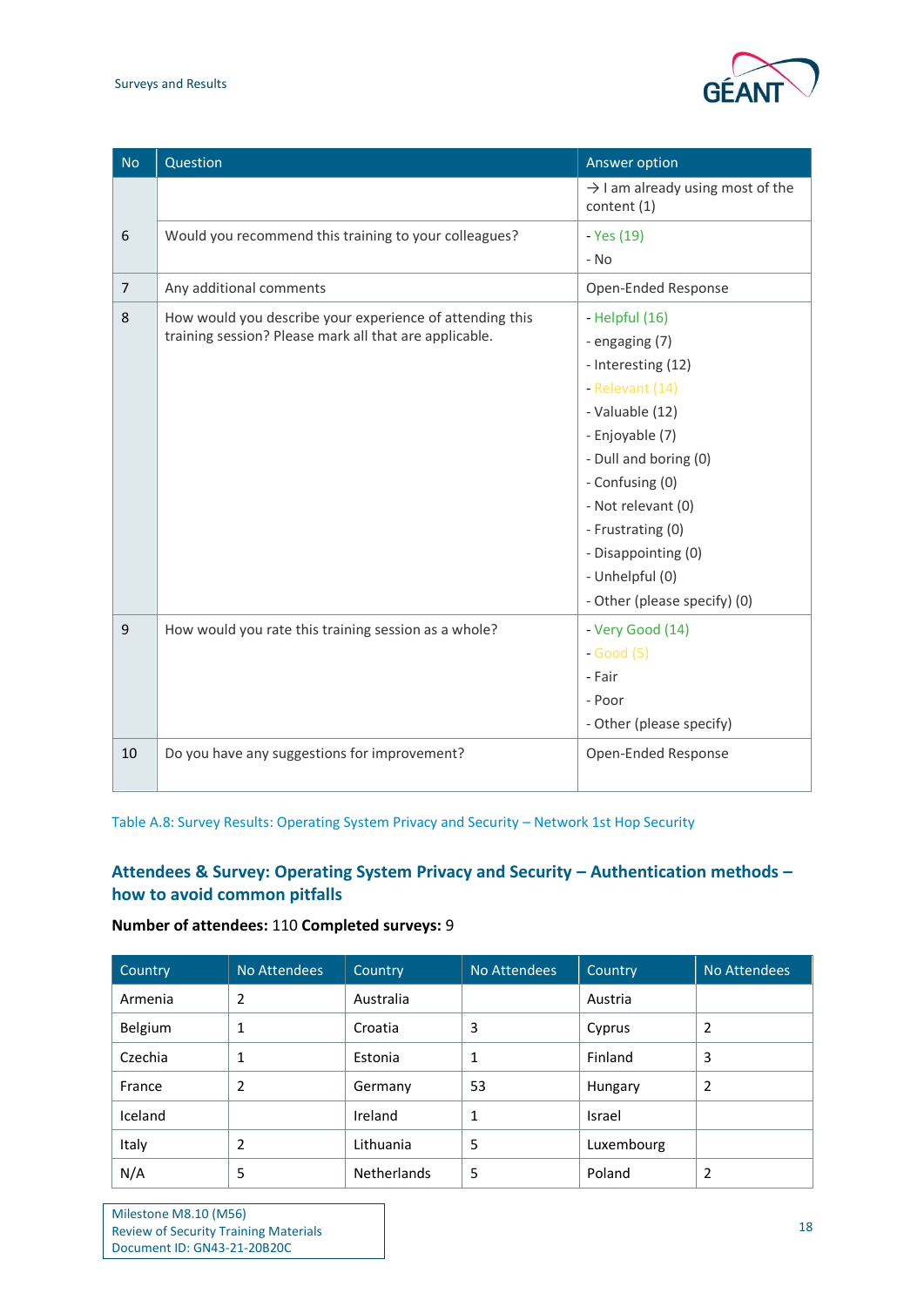| No | Question | Answer option |
|---|---|---|
| | | → I am already using most of the content (1) |
| 6 | Would you recommend this training to your colleagues? | - Yes (19)<br>- No |
| 7 | Any additional comments | Open-Ended Response |
| 8 | How would you describe your experience of attending this training session? Please mark all that are applicable. | - Helpful (16)<br>- engaging (7)<br>- Interesting (12)<br>- Relevant (14)<br>- Valuable (12)<br>- Enjoyable (7)<br>- Dull and boring (0)<br>- Confusing (0)<br>- Not relevant (0)<br>- Frustrating (0)<br>- Disappointing (0)<br>- Unhelpful (0)<br>- Other (please specify) (0) |
| 9 | How would you rate this training session as a whole? | - Very Good (14)<br>- Good (5)<br>- Fair<br>- Poor<br>- Other (please specify) |
| 10 | Do you have any suggestions for improvement? | Open-Ended Response |

Table A.8: Survey Results: Operating System Privacy and Security – Network 1st Hop Security

## Attendees & Survey: Operating System Privacy and Security – Authentication methods – how to avoid common pitfalls

**Number of attendees:** 110 **Completed surveys:** 9

| Country | No Attendees | Country | No Attendees | Country | No Attendees |
|---|---|---|---|---|---|
| Armenia | 2 | Australia | | Austria | |
| Belgium | 1 | Croatia | 3 | Cyprus | 2 |
| Czechia | 1 | Estonia | 1 | Finland | 3 |
| France | 2 | Germany | 53 | Hungary | 2 |
| Iceland | | Ireland | 1 | Israel | |
| Italy | 2 | Lithuania | 5 | Luxembourg | |
| N/A | 5 | Netherlands | 5 | Poland | 2 |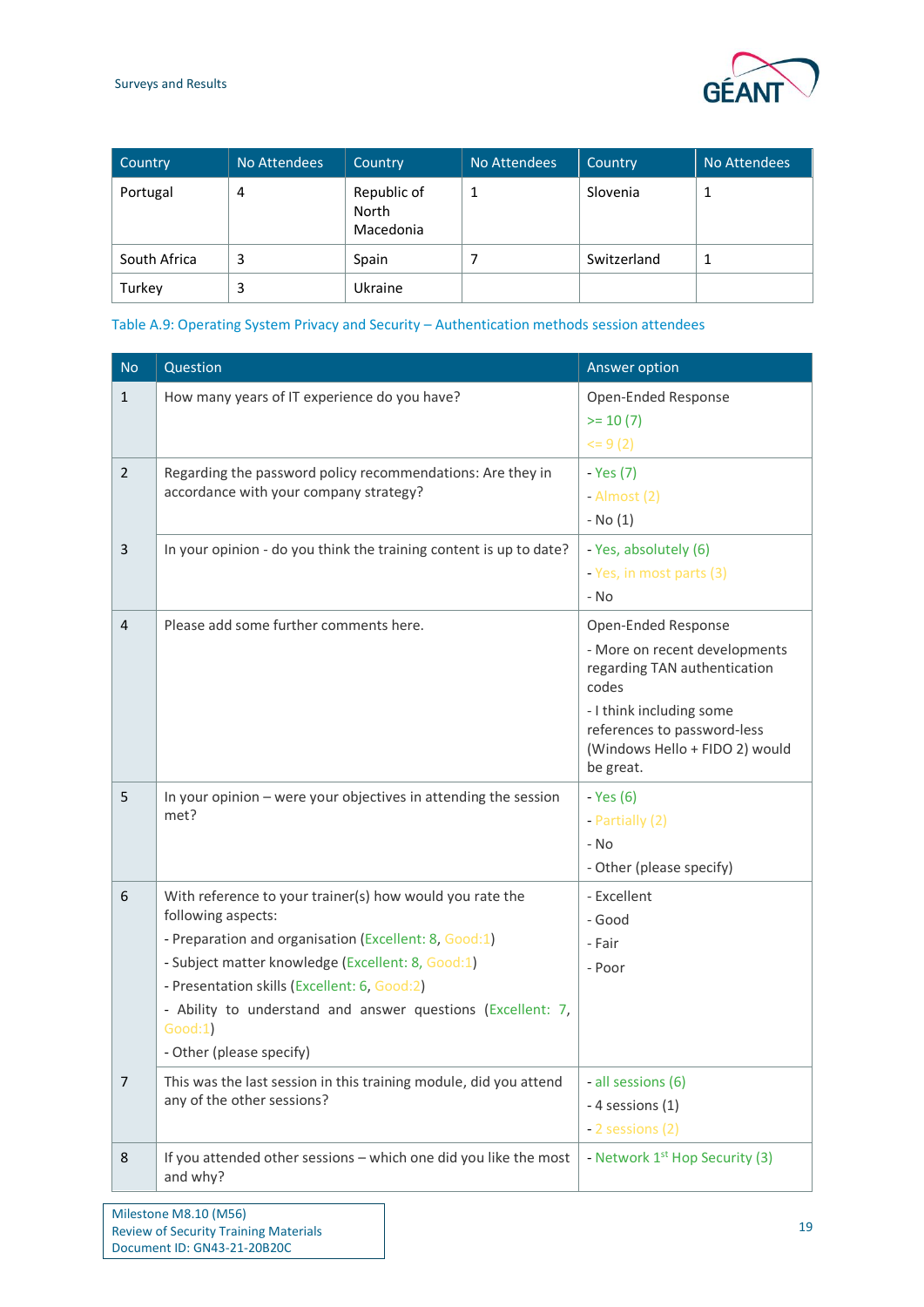| Country | No Attendees | Country | No Attendees | Country | No Attendees |
|---|---|---|---|---|---|
| Portugal | 4 | Republic of North Macedonia | 1 | Slovenia | 1 |
| South Africa | 3 | Spain | 7 | Switzerland | 1 |
| Turkey | 3 | Ukraine | | | |

Table A.9: Operating System Privacy and Security – Authentication methods session attendees

| No | Question | Answer option |
|---|---|---|
| 1 | How many years of IT experience do you have? | Open-Ended Response<br>>= 10 (7)<br><= 9 (2) |
| 2 | Regarding the password policy recommendations: Are they in accordance with your company strategy? | - Yes (7)<br>- Almost (2)<br>- No (1) |
| 3 | In your opinion - do you think the training content is up to date? | - Yes, absolutely (6)<br>- Yes, in most parts (3)<br>- No |
| 4 | Please add some further comments here. | Open-Ended Response<br>- More on recent developments regarding TAN authentication codes<br>- I think including some references to password-less (Windows Hello + FIDO 2) would be great. |
| 5 | In your opinion – were your objectives in attending the session met? | - Yes (6)<br>- Partially (2)<br>- No<br>- Other (please specify) |
| 6 | With reference to your trainer(s) how would you rate the following aspects:<br>- Preparation and organisation (Excellent: 8, Good:1)<br>- Subject matter knowledge (Excellent: 8, Good:1)<br>- Presentation skills (Excellent: 6, Good:2)<br>- Ability to understand and answer questions (Excellent: 7, Good:1)<br>- Other (please specify) | - Excellent<br>- Good<br>- Fair<br>- Poor |
| 7 | This was the last session in this training module, did you attend any of the other sessions? | - all sessions (6)<br>- 4 sessions (1)<br>- 2 sessions (2) |
| 8 | If you attended other sessions – which one did you like the most and why? | - Network 1st Hop Security (3) |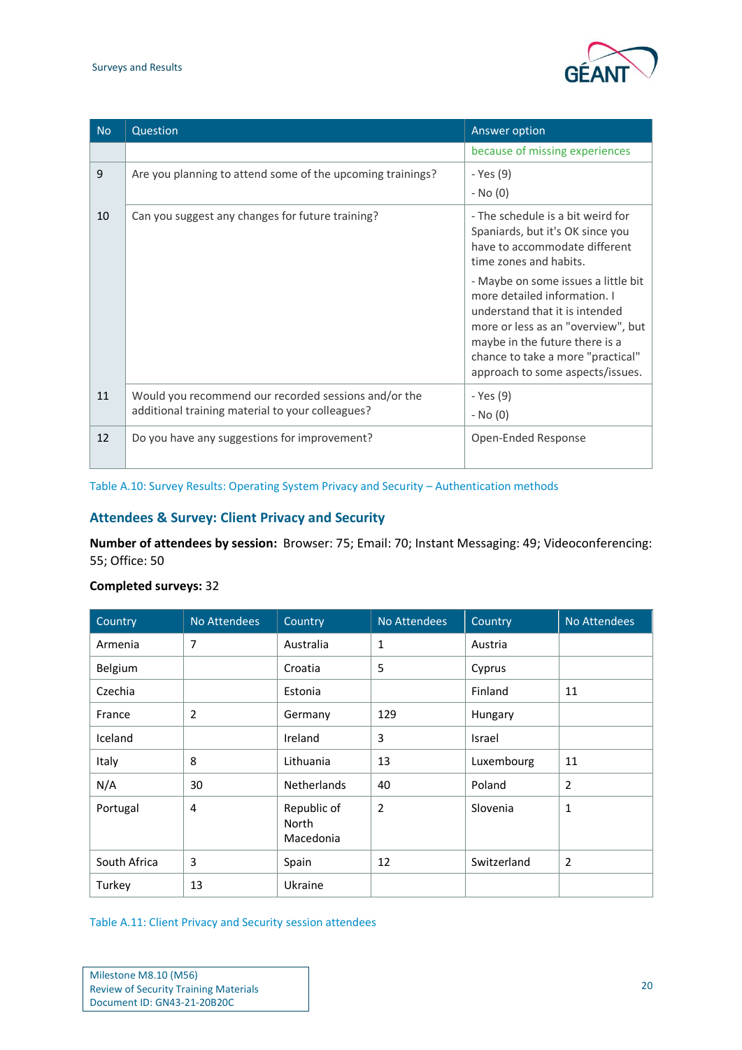| No | Question | Answer option |
| --- | --- | --- |
| | | because of missing experiences |
| 9 | Are you planning to attend some of the upcoming trainings? | - Yes (9)<br>- No (0) |
| 10 | Can you suggest any changes for future training? | - The schedule is a bit weird for Spaniards, but it's OK since you have to accommodate different time zones and habits.<br>- Maybe on some issues a little bit more detailed information. I understand that it is intended more or less as an "overview", but maybe in the future there is a chance to take a more "practical" approach to some aspects/issues. |
| 11 | Would you recommend our recorded sessions and/or the additional training material to your colleagues? | - Yes (9)<br>- No (0) |
| 12 | Do you have any suggestions for improvement? | Open-Ended Response |

Table A.10: Survey Results: Operating System Privacy and Security – Authentication methods

### Attendees & Survey: Client Privacy and Security

**Number of attendees by session:** Browser: 75; Email: 70; Instant Messaging: 49; Videoconferencing: 55; Office: 50

**Completed surveys:** 32

| Country | No Attendees | Country | No Attendees | Country | No Attendees |
| --- | --- | --- | --- | --- | --- |
| Armenia | 7 | Australia | 1 | Austria | |
| Belgium | | Croatia | 5 | Cyprus | |
| Czechia | | Estonia | | Finland | 11 |
| France | 2 | Germany | 129 | Hungary | |
| Iceland | | Ireland | 3 | Israel | |
| Italy | 8 | Lithuania | 13 | Luxembourg | 11 |
| N/A | 30 | Netherlands | 40 | Poland | 2 |
| Portugal | 4 | Republic of North Macedonia | 2 | Slovenia | 1 |
| South Africa | 3 | Spain | 12 | Switzerland | 2 |
| Turkey | 13 | Ukraine | | | |

Table A.11: Client Privacy and Security session attendees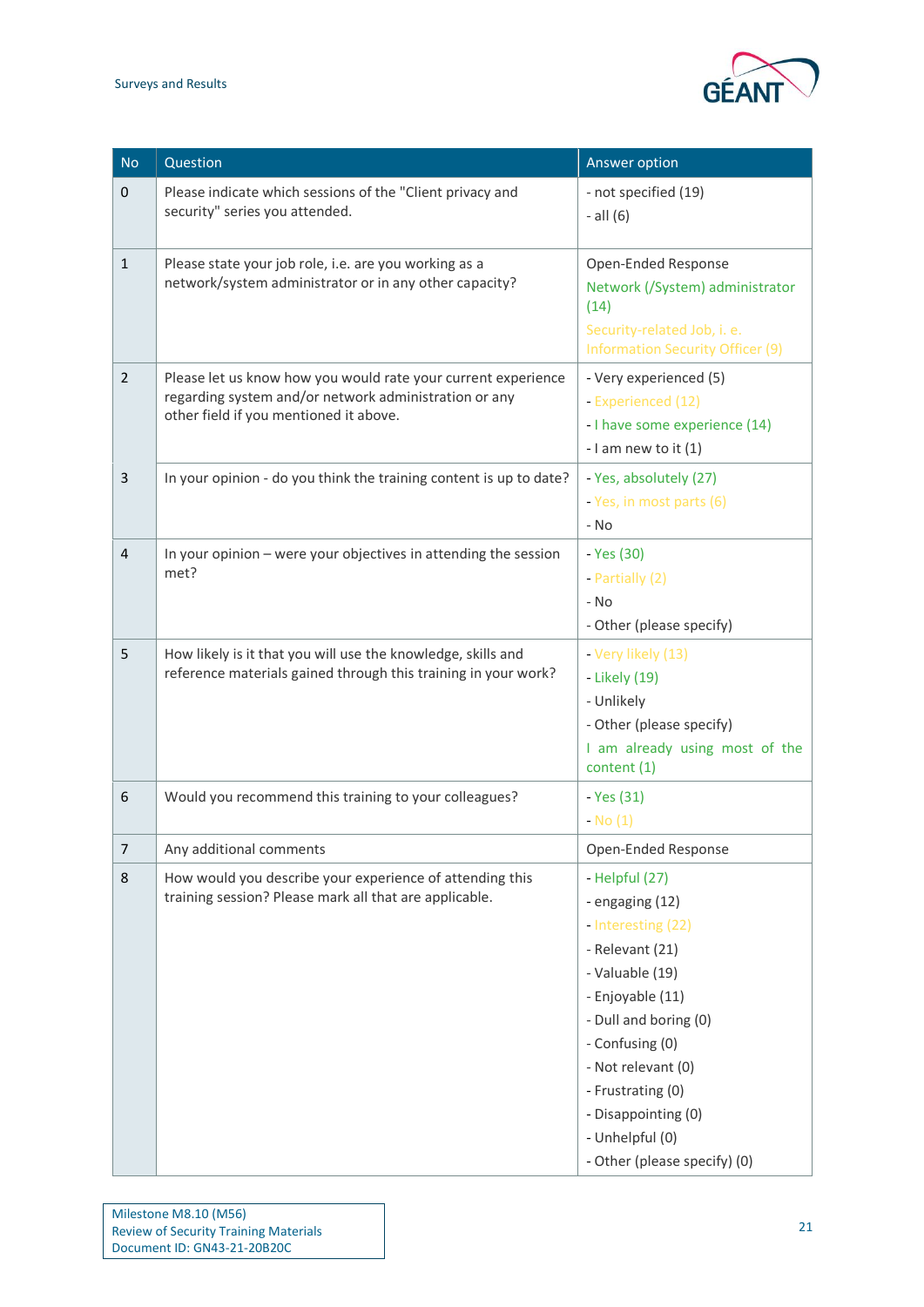| No | Question | Answer option |
|---|---|---|
| 0 | Please indicate which sessions of the "Client privacy and security" series you attended. | - not specified (19)<br>- all (6) |
| 1 | Please state your job role, i.e. are you working as a network/system administrator or in any other capacity? | Open-Ended Response<br>Network (/System) administrator (14)<br>Security-related Job, i. e. Information Security Officer (9) |
| 2 | Please let us know how you would rate your current experience regarding system and/or network administration or any other field if you mentioned it above. | - Very experienced (5)<br>- Experienced (12)<br>- I have some experience (14)<br>- I am new to it (1) |
| 3 | In your opinion - do you think the training content is up to date? | - Yes, absolutely (27)<br>- Yes, in most parts (6)<br>- No |
| 4 | In your opinion – were your objectives in attending the session met? | - Yes (30)<br>- Partially (2)<br>- No<br>- Other (please specify) |
| 5 | How likely is it that you will use the knowledge, skills and reference materials gained through this training in your work? | - Very likely (13)<br>- Likely (19)<br>- Unlikely<br>- Other (please specify)<br>I am already using most of the content (1) |
| 6 | Would you recommend this training to your colleagues? | - Yes (31)<br>- No (1) |
| 7 | Any additional comments | Open-Ended Response |
| 8 | How would you describe your experience of attending this training session? Please mark all that are applicable. | - Helpful (27)<br>- engaging (12)<br>- Interesting (22)<br>- Relevant (21)<br>- Valuable (19)<br>- Enjoyable (11)<br>- Dull and boring (0)<br>- Confusing (0)<br>- Not relevant (0)<br>- Frustrating (0)<br>- Disappointing (0)<br>- Unhelpful (0)<br>- Other (please specify) (0) |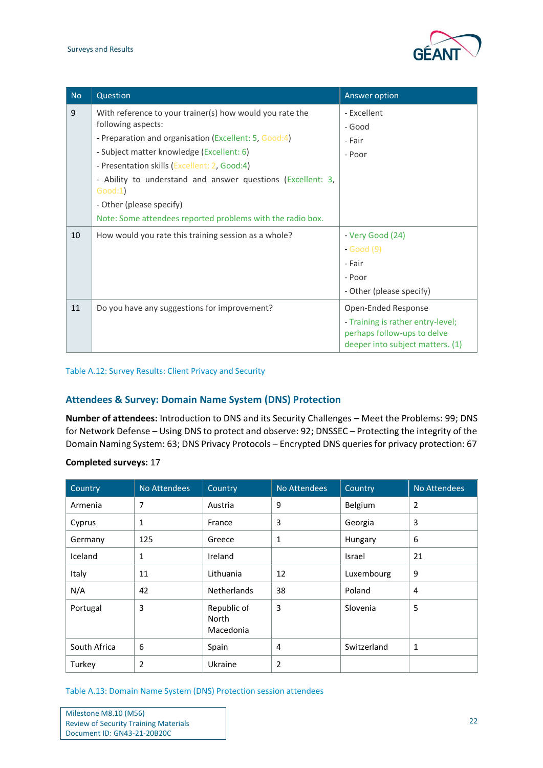| No | Question | Answer option |
|---|---|---|
| 9 | With reference to your trainer(s) how would you rate the following aspects:<br>- Preparation and organisation (Excellent: 5, Good:4)<br>- Subject matter knowledge (Excellent: 6)<br>- Presentation skills (Excellent: 2, Good:4)<br>- Ability to understand and answer questions (Excellent: 3, Good:1)<br>- Other (please specify)<br>Note: Some attendees reported problems with the radio box. | - Excellent<br>- Good<br>- Fair<br>- Poor |
| 10 | How would you rate this training session as a whole? | - Very Good (24)<br>- Good (9)<br>- Fair<br>- Poor<br>- Other (please specify) |
| 11 | Do you have any suggestions for improvement? | Open-Ended Response<br>- Training is rather entry-level; perhaps follow-ups to delve deeper into subject matters. (1) |

Table A.12: Survey Results: Client Privacy and Security

## Attendees & Survey: Domain Name System (DNS) Protection

**Number of attendees:** Introduction to DNS and its Security Challenges – Meet the Problems: 99; DNS for Network Defense – Using DNS to protect and observe: 92; DNSSEC – Protecting the integrity of the Domain Naming System: 63; DNS Privacy Protocols – Encrypted DNS queries for privacy protection: 67

**Completed surveys:** 17

| Country | No Attendees | Country | No Attendees | Country | No Attendees |
|---|---|---|---|---|---|
| Armenia | 7 | Austria | 9 | Belgium | 2 |
| Cyprus | 1 | France | 3 | Georgia | 3 |
| Germany | 125 | Greece | 1 | Hungary | 6 |
| Iceland | 1 | Ireland | | Israel | 21 |
| Italy | 11 | Lithuania | 12 | Luxembourg | 9 |
| N/A | 42 | Netherlands | 38 | Poland | 4 |
| Portugal | 3 | Republic of North Macedonia | 3 | Slovenia | 5 |
| South Africa | 6 | Spain | 4 | Switzerland | 1 |
| Turkey | 2 | Ukraine | 2 | | |

Table A.13: Domain Name System (DNS) Protection session attendees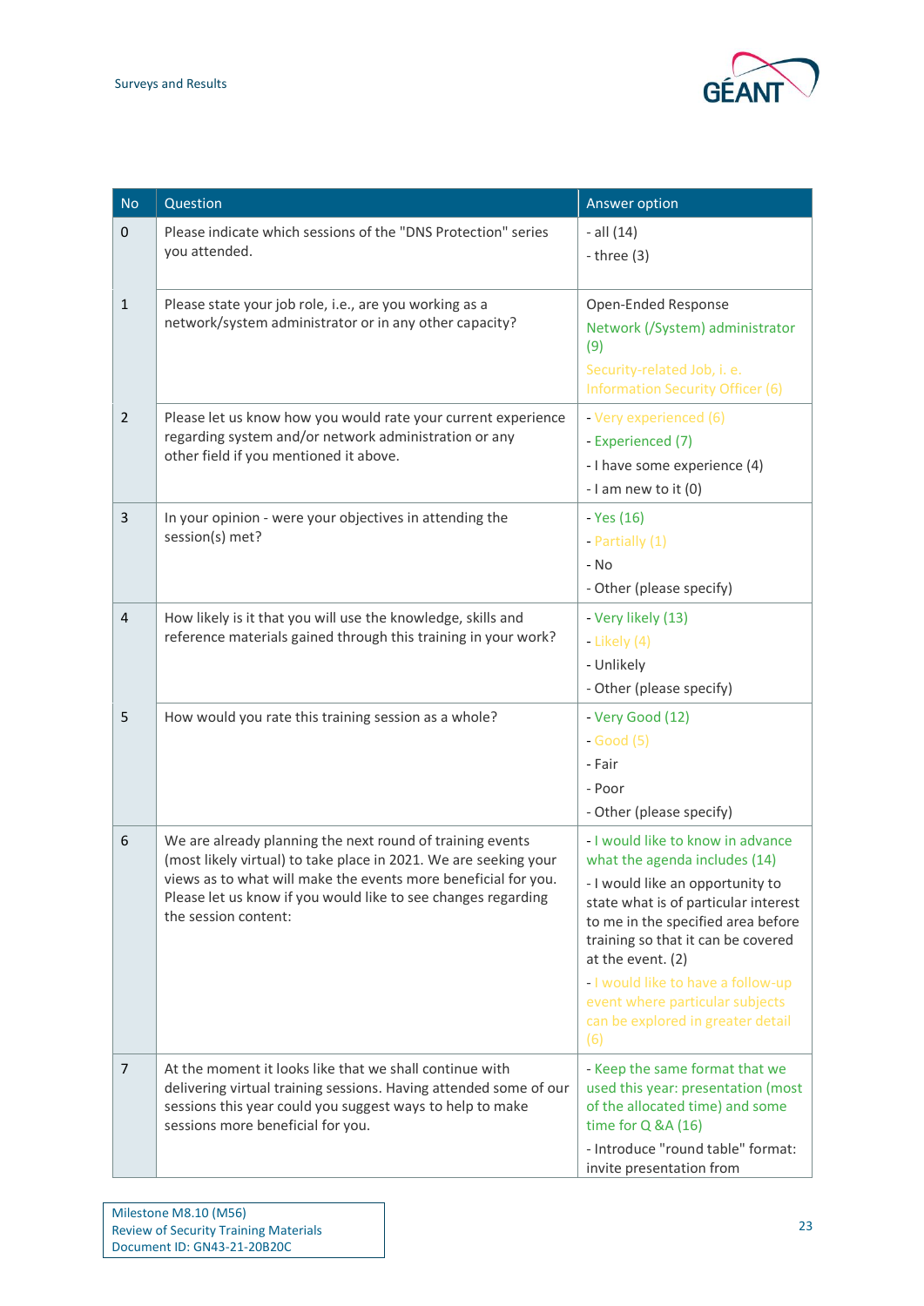| No | Question | Answer option |
|---|---|---|
| 0 | Please indicate which sessions of the "DNS Protection" series you attended. | - all (14)<br>- three (3) |
| 1 | Please state your job role, i.e., are you working as a network/system administrator or in any other capacity? | Open-Ended Response<br>Network (/System) administrator (9)<br>Security-related Job, i. e. Information Security Officer (6) |
| 2 | Please let us know how you would rate your current experience regarding system and/or network administration or any other field if you mentioned it above. | - Very experienced (6)<br>- Experienced (7)<br>- I have some experience (4)<br>- I am new to it (0) |
| 3 | In your opinion - were your objectives in attending the session(s) met? | - Yes (16)<br>- Partially (1)<br>- No<br>- Other (please specify) |
| 4 | How likely is it that you will use the knowledge, skills and reference materials gained through this training in your work? | - Very likely (13)<br>- Likely (4)<br>- Unlikely<br>- Other (please specify) |
| 5 | How would you rate this training session as a whole? | - Very Good (12)<br>- Good (5)<br>- Fair<br>- Poor<br>- Other (please specify) |
| 6 | We are already planning the next round of training events (most likely virtual) to take place in 2021. We are seeking your views as to what will make the events more beneficial for you. Please let us know if you would like to see changes regarding the session content: | - I would like to know in advance what the agenda includes (14)<br>- I would like an opportunity to state what is of particular interest to me in the specified area before training so that it can be covered at the event. (2)<br>- I would like to have a follow-up event where particular subjects can be explored in greater detail (6) |
| 7 | At the moment it looks like that we shall continue with delivering virtual training sessions. Having attended some of our sessions this year could you suggest ways to help to make sessions more beneficial for you. | - Keep the same format that we used this year: presentation (most of the allocated time) and some time for Q &A (16)<br>- Introduce "round table" format: invite presentation from |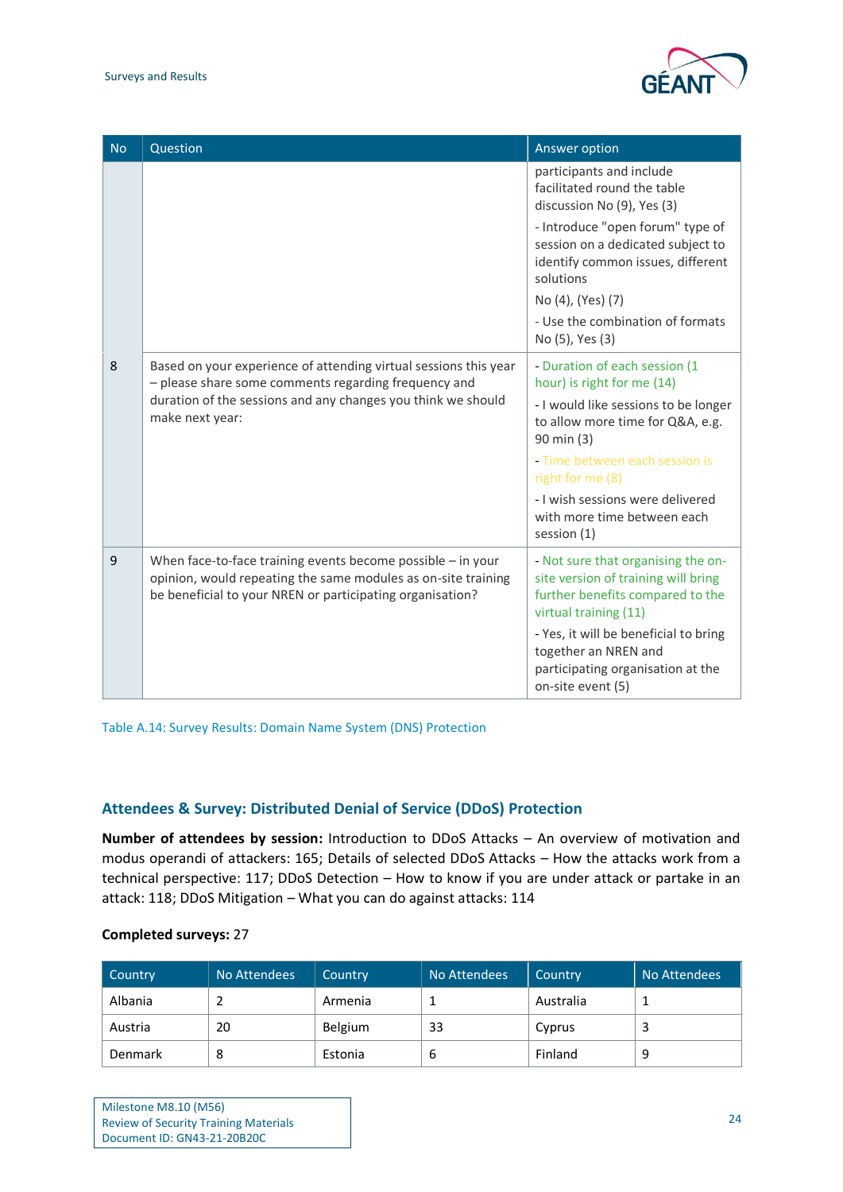| No | Question | Answer option |
|---|---|---|
| | | participants and include facilitated round the table discussion No (9), Yes (3)<br>- Introduce "open forum" type of session on a dedicated subject to identify common issues, different solutions<br>No (4), (Yes) (7)<br>- Use the combination of formats No (5), Yes (3) |
| 8 | Based on your experience of attending virtual sessions this year – please share some comments regarding frequency and duration of the sessions and any changes you think we should make next year: | - Duration of each session (1 hour) is right for me (14)<br>- I would like sessions to be longer to allow more time for Q&A, e.g. 90 min (3)<br>- Time between each session is right for me (8)<br>- I wish sessions were delivered with more time between each session (1) |
| 9 | When face-to-face training events become possible – in your opinion, would repeating the same modules as on-site training be beneficial to your NREN or participating organisation? | - Not sure that organising the on-site version of training will bring further benefits compared to the virtual training (11)<br>- Yes, it will be beneficial to bring together an NREN and participating organisation at the on-site event (5) |

Table A.14: Survey Results: Domain Name System (DNS) Protection

### Attendees & Survey: Distributed Denial of Service (DDoS) Protection

**Number of attendees by session:** Introduction to DDoS Attacks – An overview of motivation and modus operandi of attackers: 165; Details of selected DDoS Attacks – How the attacks work from a technical perspective: 117; DDoS Detection – How to know if you are under attack or partake in an attack: 118; DDoS Mitigation – What you can do against attacks: 114

**Completed surveys:** 27

| Country | No Attendees | Country | No Attendees | Country | No Attendees |
|---|---|---|---|---|---|
| Albania | 2 | Armenia | 1 | Australia | 1 |
| Austria | 20 | Belgium | 33 | Cyprus | 3 |
| Denmark | 8 | Estonia | 6 | Finland | 9 |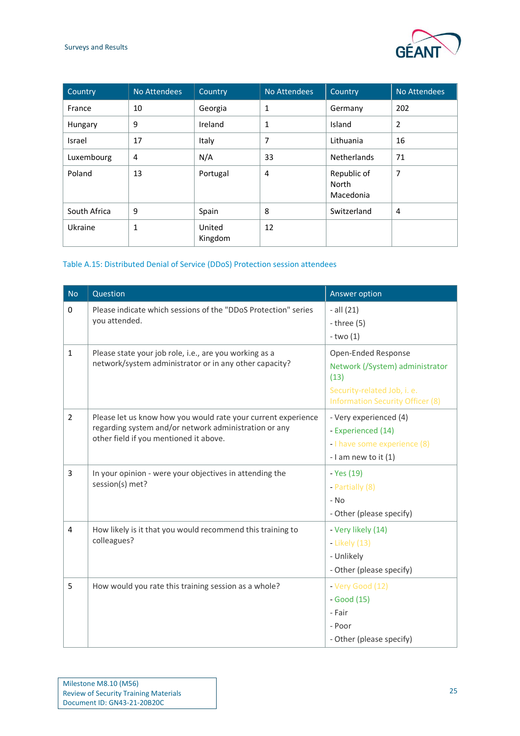| Country | No Attendees | Country | No Attendees | Country | No Attendees |
|---|---|---|---|---|---|
| France | 10 | Georgia | 1 | Germany | 202 |
| Hungary | 9 | Ireland | 1 | Island | 2 |
| Israel | 17 | Italy | 7 | Lithuania | 16 |
| Luxembourg | 4 | N/A | 33 | Netherlands | 71 |
| Poland | 13 | Portugal | 4 | Republic of North Macedonia | 7 |
| South Africa | 9 | Spain | 8 | Switzerland | 4 |
| Ukraine | 1 | United Kingdom | 12 | | |

Table A.15: Distributed Denial of Service (DDoS) Protection session attendees

| No | Question | Answer option |
|---|---|---|
| 0 | Please indicate which sessions of the "DDoS Protection" series you attended. | - all (21)<br>- three (5)<br>- two (1) |
| 1 | Please state your job role, i.e., are you working as a network/system administrator or in any other capacity? | Open-Ended Response<br>Network (/System) administrator (13)<br>Security-related Job, i. e. Information Security Officer (8) |
| 2 | Please let us know how you would rate your current experience regarding system and/or network administration or any other field if you mentioned it above. | - Very experienced (4)<br>- Experienced (14)<br>- I have some experience (8)<br>- I am new to it (1) |
| 3 | In your opinion - were your objectives in attending the session(s) met? | - Yes (19)<br>- Partially (8)<br>- No<br>- Other (please specify) |
| 4 | How likely is it that you would recommend this training to colleagues? | - Very likely (14)<br>- Likely (13)<br>- Unlikely<br>- Other (please specify) |
| 5 | How would you rate this training session as a whole? | - Very Good (12)<br>- Good (15)<br>- Fair<br>- Poor<br>- Other (please specify) |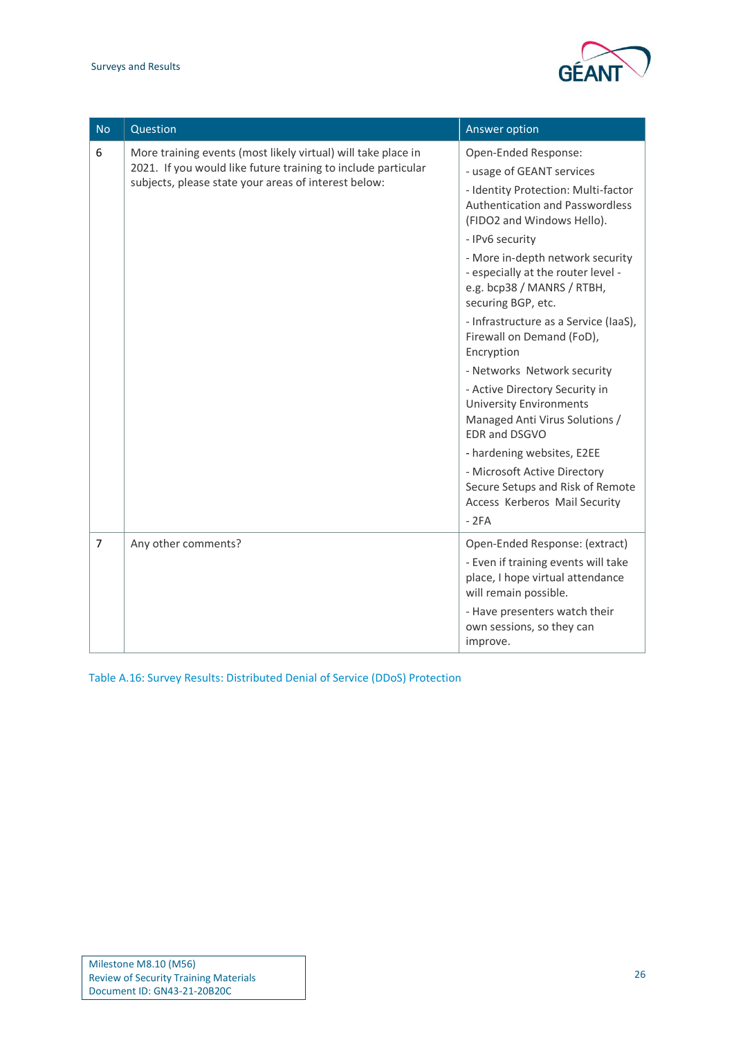| No | Question | Answer option |
|---|---|---|
| 6 | More training events (most likely virtual) will take place in 2021. If you would like future training to include particular subjects, please state your areas of interest below: | Open-Ended Response:<br>- usage of GEANT services<br>- Identity Protection: Multi-factor Authentication and Passwordless (FIDO2 and Windows Hello).<br>- IPv6 security<br>- More in-depth network security - especially at the router level - e.g. bcp38 / MANRS / RTBH, securing BGP, etc.<br>- Infrastructure as a Service (IaaS), Firewall on Demand (FoD), Encryption<br>- Networks Network security<br>- Active Directory Security in University Environments Managed Anti Virus Solutions / EDR and DSGVO<br>- hardening websites, E2EE<br>- Microsoft Active Directory Secure Setups and Risk of Remote Access Kerberos Mail Security<br>- 2FA |
| 7 | Any other comments? | Open-Ended Response: (extract)<br>- Even if training events will take place, I hope virtual attendance will remain possible.<br>- Have presenters watch their own sessions, so they can improve. |

Table A.16: Survey Results: Distributed Denial of Service (DDoS) Protection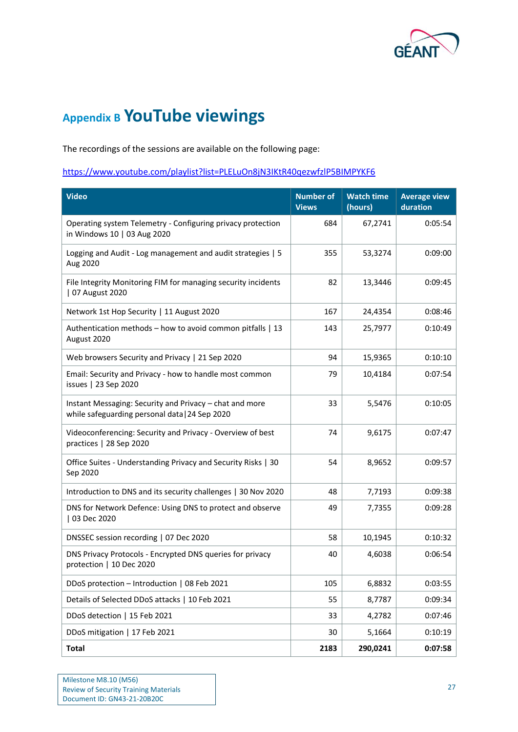# Appendix B YouTube viewings

The recordings of the sessions are available on the following page:

https://www.youtube.com/playlist?list=PLELuOn8jN3IKtR40qezwfzlP5BIMPYKF6

| Video | Number of Views | Watch time (hours) | Average view duration |
|---|---|---|---|
| Operating system Telemetry - Configuring privacy protection in Windows 10 \| 03 Aug 2020 | 684 | 67,2741 | 0:05:54 |
| Logging and Audit - Log management and audit strategies \| 5 Aug 2020 | 355 | 53,3274 | 0:09:00 |
| File Integrity Monitoring FIM for managing security incidents \| 07 August 2020 | 82 | 13,3446 | 0:09:45 |
| Network 1st Hop Security \| 11 August 2020 | 167 | 24,4354 | 0:08:46 |
| Authentication methods – how to avoid common pitfalls \| 13 August 2020 | 143 | 25,7977 | 0:10:49 |
| Web browsers Security and Privacy \| 21 Sep 2020 | 94 | 15,9365 | 0:10:10 |
| Email: Security and Privacy - how to handle most common issues \| 23 Sep 2020 | 79 | 10,4184 | 0:07:54 |
| Instant Messaging: Security and Privacy – chat and more while safeguarding personal data\|24 Sep 2020 | 33 | 5,5476 | 0:10:05 |
| Videoconferencing: Security and Privacy - Overview of best practices \| 28 Sep 2020 | 74 | 9,6175 | 0:07:47 |
| Office Suites - Understanding Privacy and Security Risks \| 30 Sep 2020 | 54 | 8,9652 | 0:09:57 |
| Introduction to DNS and its security challenges \| 30 Nov 2020 | 48 | 7,7193 | 0:09:38 |
| DNS for Network Defence: Using DNS to protect and observe \| 03 Dec 2020 | 49 | 7,7355 | 0:09:28 |
| DNSSEC session recording \| 07 Dec 2020 | 58 | 10,1945 | 0:10:32 |
| DNS Privacy Protocols - Encrypted DNS queries for privacy protection \| 10 Dec 2020 | 40 | 4,6038 | 0:06:54 |
| DDoS protection – Introduction \| 08 Feb 2021 | 105 | 6,8832 | 0:03:55 |
| Details of Selected DDoS attacks \| 10 Feb 2021 | 55 | 8,7787 | 0:09:34 |
| DDoS detection \| 15 Feb 2021 | 33 | 4,2782 | 0:07:46 |
| DDoS mitigation \| 17 Feb 2021 | 30 | 5,1664 | 0:10:19 |
| **Total** | **2183** | **290,0241** | **0:07:58** |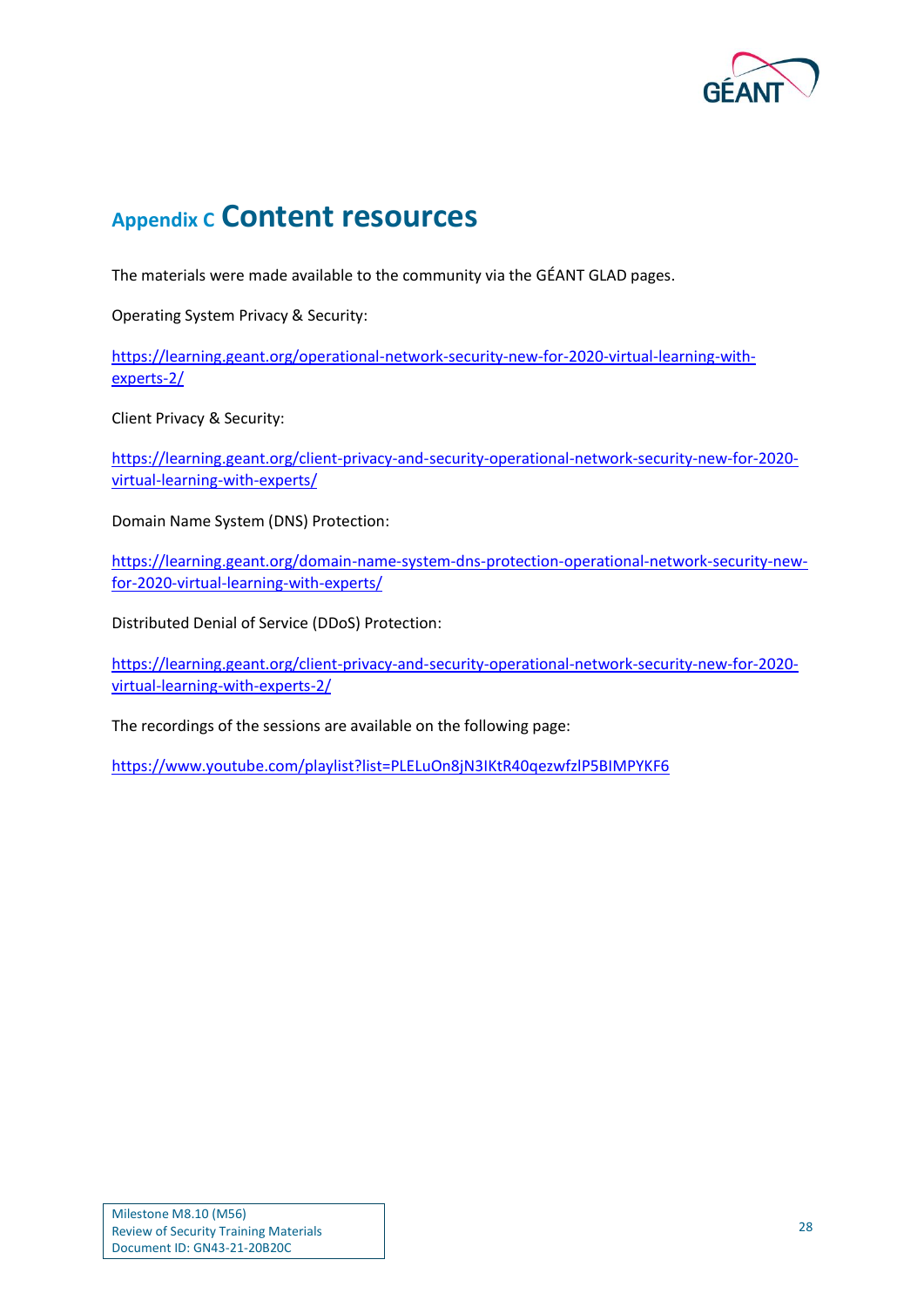# Appendix C Content resources

The materials were made available to the community via the GÉANT GLAD pages.

Operating System Privacy & Security:

https://learning.geant.org/operational-network-security-new-for-2020-virtual-learning-with-experts-2/

Client Privacy & Security:

https://learning.geant.org/client-privacy-and-security-operational-network-security-new-for-2020-virtual-learning-with-experts/

Domain Name System (DNS) Protection:

https://learning.geant.org/domain-name-system-dns-protection-operational-network-security-new-for-2020-virtual-learning-with-experts/

Distributed Denial of Service (DDoS) Protection:

https://learning.geant.org/client-privacy-and-security-operational-network-security-new-for-2020-virtual-learning-with-experts-2/

The recordings of the sessions are available on the following page:

https://www.youtube.com/playlist?list=PLELuOn8jN3IKtR40qezwfzlP5BIMPYKF6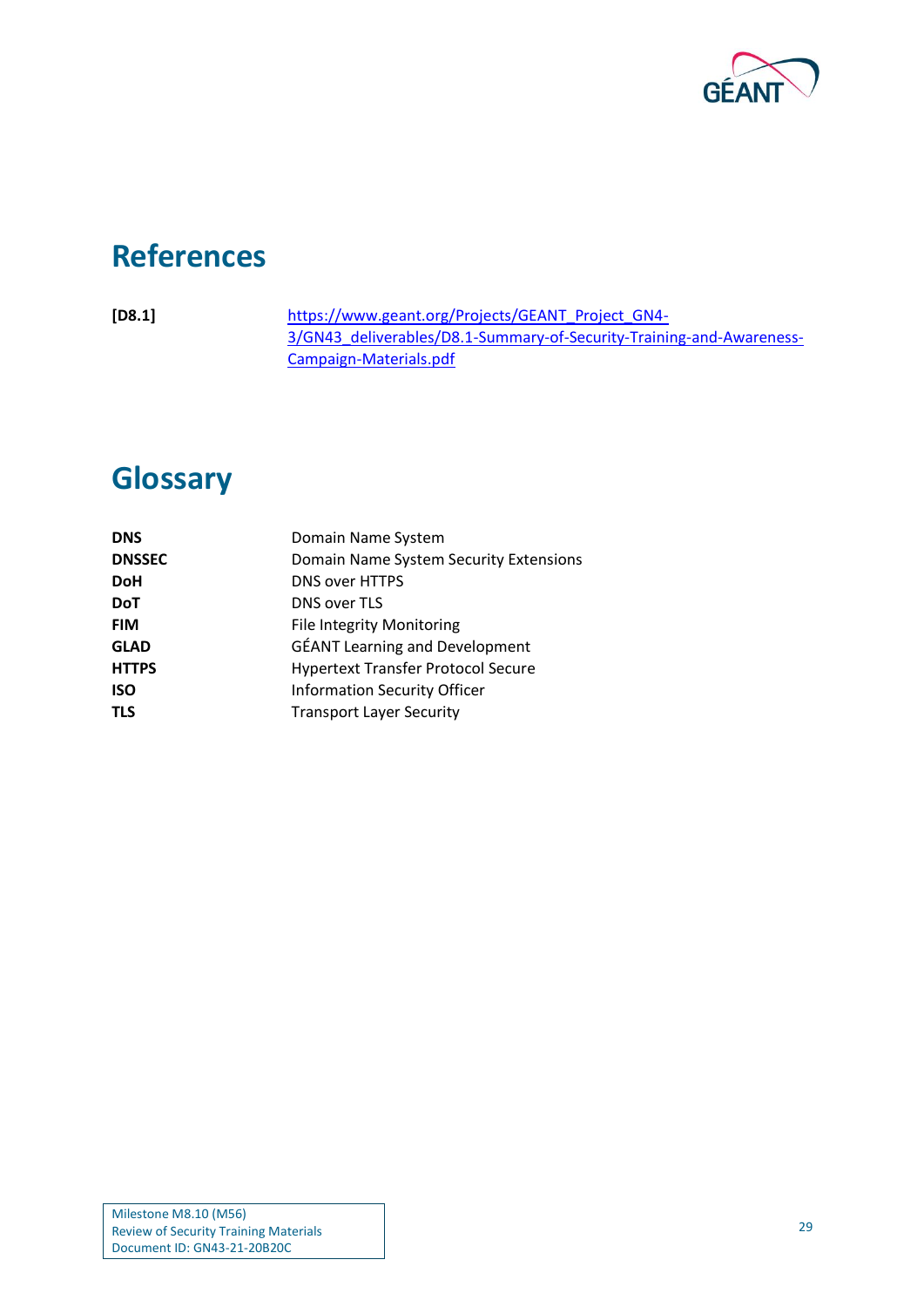# References

| | |
|---|---|
| **[D8.1]** | https://www.geant.org/Projects/GEANT_Project_GN4-3/GN43_deliverables/D8.1-Summary-of-Security-Training-and-Awareness-Campaign-Materials.pdf |

# Glossary

| | |
|---|---|
| **DNS** | Domain Name System |
| **DNSSEC** | Domain Name System Security Extensions |
| **DoH** | DNS over HTTPS |
| **DoT** | DNS over TLS |
| **FIM** | File Integrity Monitoring |
| **GLAD** | GÉANT Learning and Development |
| **HTTPS** | Hypertext Transfer Protocol Secure |
| **ISO** | Information Security Officer |
| **TLS** | Transport Layer Security |